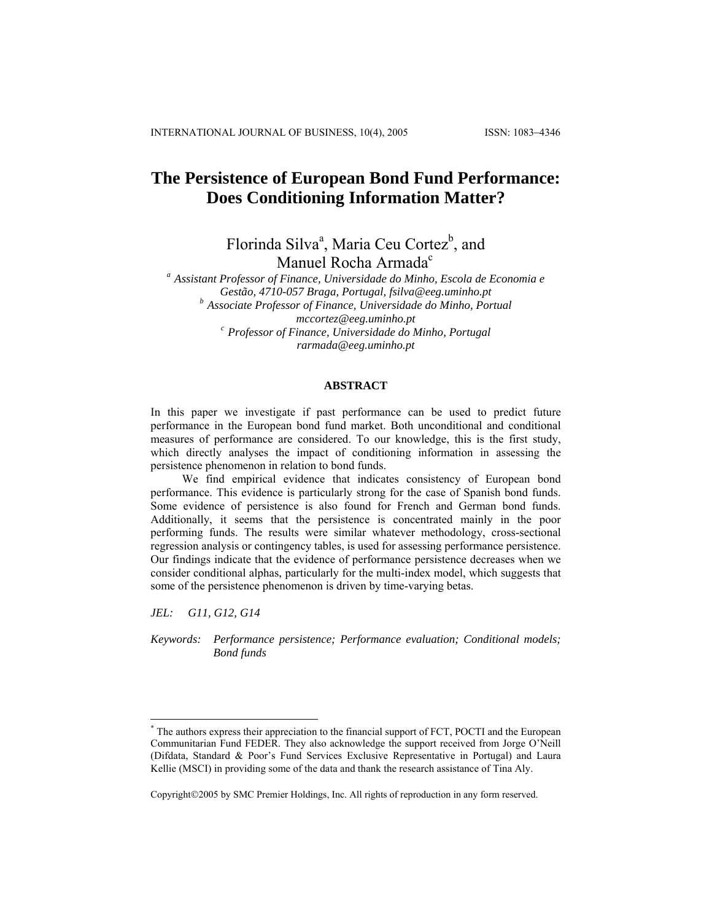# The Persistence of European Bond Fund Performance: Does Conditioning Information Matter?

Florinda Silva[a], Maria Ceu Cortez[b], and Manuel Rocha Armada[c]

[a] *Assistant Professor of Finance, Universidade do Minho, Escola de Economia e Gestão, 4710-057 Braga, Portugal, fsilva@eeg.uminho.pt*

[b] *Associate Professor of Finance, Universidade do Minho, Portual mccortez@eeg.uminho.pt*

[c] *Professor of Finance, Universidade do Minho, Portugal rarmada@eeg.uminho.pt*

## ABSTRACT

In this paper we investigate if past performance can be used to predict future performance in the European bond fund market. Both unconditional and conditional measures of performance are considered. To our knowledge, this is the first study, which directly analyses the impact of conditioning information in assessing the persistence phenomenon in relation to bond funds.

We find empirical evidence that indicates consistency of European bond performance. This evidence is particularly strong for the case of Spanish bond funds. Some evidence of persistence is also found for French and German bond funds. Additionally, it seems that the persistence is concentrated mainly in the poor performing funds. The results were similar whatever methodology, cross-sectional regression analysis or contingency tables, is used for assessing performance persistence. Our findings indicate that the evidence of performance persistence decreases when we consider conditional alphas, particularly for the multi-index model, which suggests that some of the persistence phenomenon is driven by time-varying betas.

*JEL:* *G11, G12, G14*

*Keywords:* *Performance persistence; Performance evaluation; Conditional models; Bond funds*

---

[*] The authors express their appreciation to the financial support of FCT, POCTI and the European Communitarian Fund FEDER. They also acknowledge the support received from Jorge O'Neill (Difdata, Standard & Poor's Fund Services Exclusive Representative in Portugal) and Laura Kellie (MSCI) in providing some of the data and thank the research assistance of Tina Aly.

Copyright©2005 by SMC Premier Holdings, Inc. All rights of reproduction in any form reserved.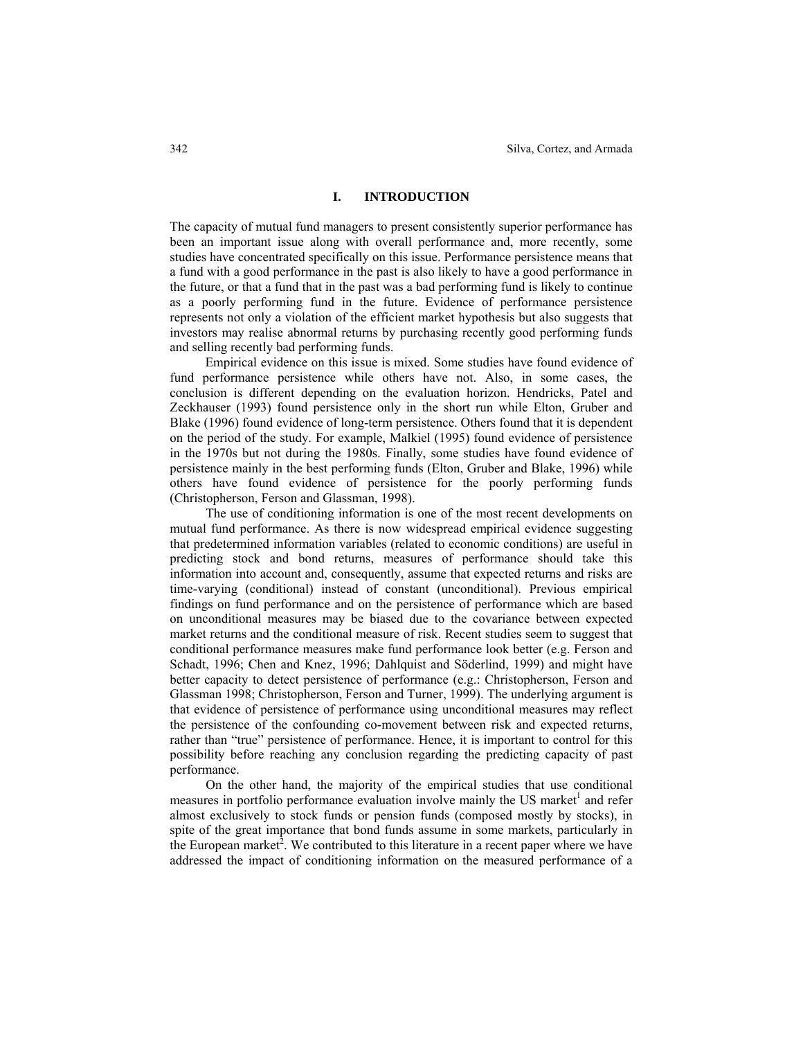## I. INTRODUCTION

The capacity of mutual fund managers to present consistently superior performance has been an important issue along with overall performance and, more recently, some studies have concentrated specifically on this issue. Performance persistence means that a fund with a good performance in the past is also likely to have a good performance in the future, or that a fund that in the past was a bad performing fund is likely to continue as a poorly performing fund in the future. Evidence of performance persistence represents not only a violation of the efficient market hypothesis but also suggests that investors may realise abnormal returns by purchasing recently good performing funds and selling recently bad performing funds.

Empirical evidence on this issue is mixed. Some studies have found evidence of fund performance persistence while others have not. Also, in some cases, the conclusion is different depending on the evaluation horizon. Hendricks, Patel and Zeckhauser (1993) found persistence only in the short run while Elton, Gruber and Blake (1996) found evidence of long-term persistence. Others found that it is dependent on the period of the study. For example, Malkiel (1995) found evidence of persistence in the 1970s but not during the 1980s. Finally, some studies have found evidence of persistence mainly in the best performing funds (Elton, Gruber and Blake, 1996) while others have found evidence of persistence for the poorly performing funds (Christopherson, Ferson and Glassman, 1998).

The use of conditioning information is one of the most recent developments on mutual fund performance. As there is now widespread empirical evidence suggesting that predetermined information variables (related to economic conditions) are useful in predicting stock and bond returns, measures of performance should take this information into account and, consequently, assume that expected returns and risks are time-varying (conditional) instead of constant (unconditional). Previous empirical findings on fund performance and on the persistence of performance which are based on unconditional measures may be biased due to the covariance between expected market returns and the conditional measure of risk. Recent studies seem to suggest that conditional performance measures make fund performance look better (e.g. Ferson and Schadt, 1996; Chen and Knez, 1996; Dahlquist and Söderlind, 1999) and might have better capacity to detect persistence of performance (e.g.: Christopherson, Ferson and Glassman 1998; Christopherson, Ferson and Turner, 1999). The underlying argument is that evidence of persistence of performance using unconditional measures may reflect the persistence of the confounding co-movement between risk and expected returns, rather than "true" persistence of performance. Hence, it is important to control for this possibility before reaching any conclusion regarding the predicting capacity of past performance.

On the other hand, the majority of the empirical studies that use conditional measures in portfolio performance evaluation involve mainly the US market[1] and refer almost exclusively to stock funds or pension funds (composed mostly by stocks), in spite of the great importance that bond funds assume in some markets, particularly in the European market[2]. We contributed to this literature in a recent paper where we have addressed the impact of conditioning information on the measured performance of a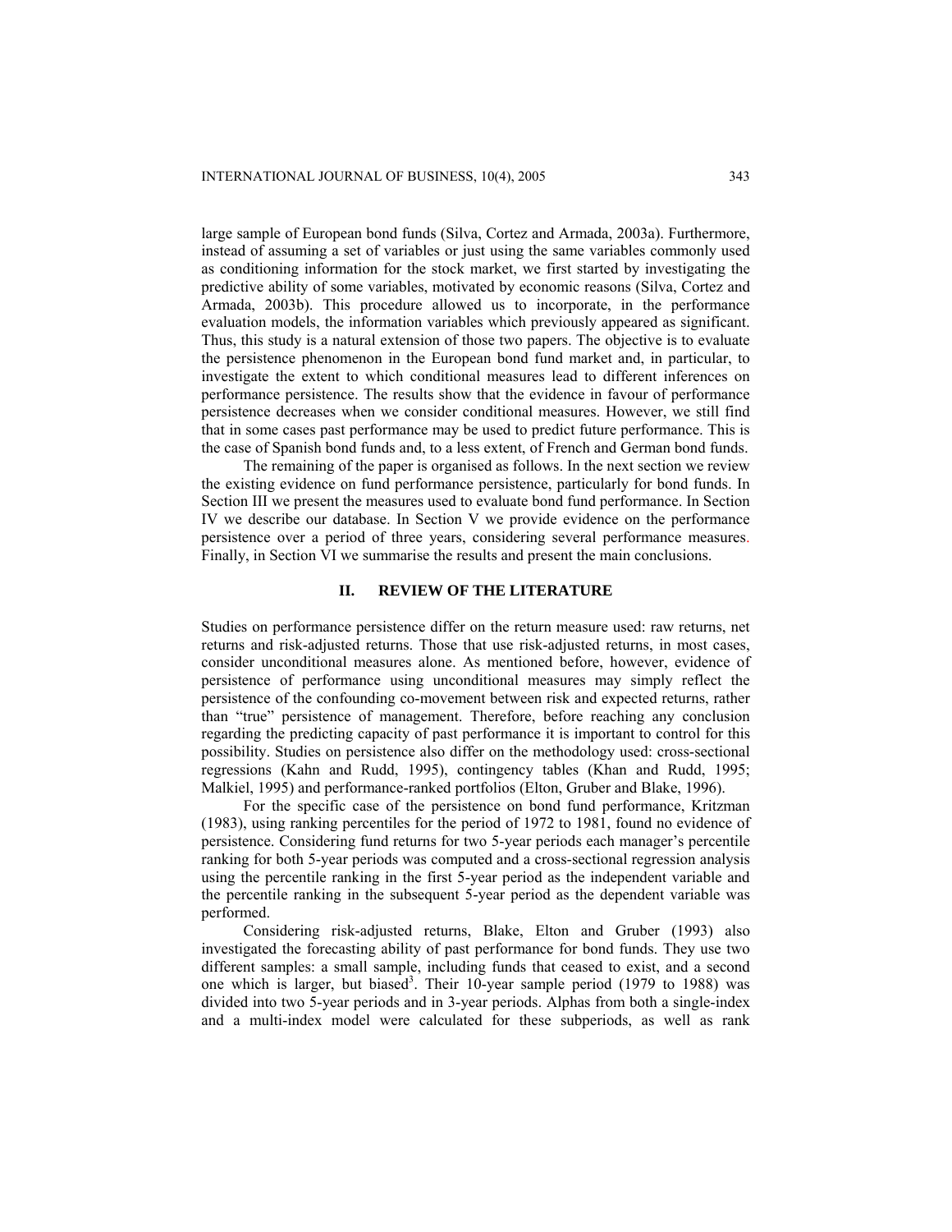large sample of European bond funds (Silva, Cortez and Armada, 2003a). Furthermore, instead of assuming a set of variables or just using the same variables commonly used as conditioning information for the stock market, we first started by investigating the predictive ability of some variables, motivated by economic reasons (Silva, Cortez and Armada, 2003b). This procedure allowed us to incorporate, in the performance evaluation models, the information variables which previously appeared as significant. Thus, this study is a natural extension of those two papers. The objective is to evaluate the persistence phenomenon in the European bond fund market and, in particular, to investigate the extent to which conditional measures lead to different inferences on performance persistence. The results show that the evidence in favour of performance persistence decreases when we consider conditional measures. However, we still find that in some cases past performance may be used to predict future performance. This is the case of Spanish bond funds and, to a less extent, of French and German bond funds.

The remaining of the paper is organised as follows. In the next section we review the existing evidence on fund performance persistence, particularly for bond funds. In Section III we present the measures used to evaluate bond fund performance. In Section IV we describe our database. In Section V we provide evidence on the performance persistence over a period of three years, considering several performance measures. Finally, in Section VI we summarise the results and present the main conclusions.

## II. REVIEW OF THE LITERATURE

Studies on performance persistence differ on the return measure used: raw returns, net returns and risk-adjusted returns. Those that use risk-adjusted returns, in most cases, consider unconditional measures alone. As mentioned before, however, evidence of persistence of performance using unconditional measures may simply reflect the persistence of the confounding co-movement between risk and expected returns, rather than "true" persistence of management. Therefore, before reaching any conclusion regarding the predicting capacity of past performance it is important to control for this possibility. Studies on persistence also differ on the methodology used: cross-sectional regressions (Kahn and Rudd, 1995), contingency tables (Khan and Rudd, 1995; Malkiel, 1995) and performance-ranked portfolios (Elton, Gruber and Blake, 1996).

For the specific case of the persistence on bond fund performance, Kritzman (1983), using ranking percentiles for the period of 1972 to 1981, found no evidence of persistence. Considering fund returns for two 5-year periods each manager's percentile ranking for both 5-year periods was computed and a cross-sectional regression analysis using the percentile ranking in the first 5-year period as the independent variable and the percentile ranking in the subsequent 5-year period as the dependent variable was performed.

Considering risk-adjusted returns, Blake, Elton and Gruber (1993) also investigated the forecasting ability of past performance for bond funds. They use two different samples: a small sample, including funds that ceased to exist, and a second one which is larger, but biased[3]. Their 10-year sample period (1979 to 1988) was divided into two 5-year periods and in 3-year periods. Alphas from both a single-index and a multi-index model were calculated for these subperiods, as well as rank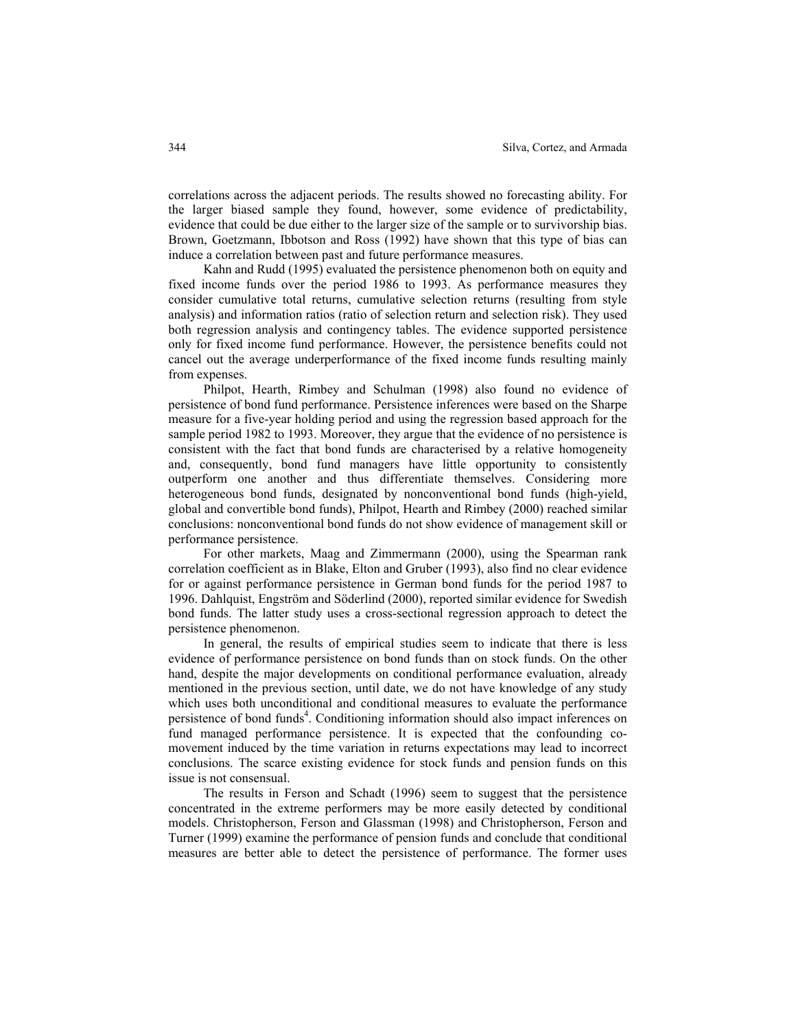correlations across the adjacent periods. The results showed no forecasting ability. For the larger biased sample they found, however, some evidence of predictability, evidence that could be due either to the larger size of the sample or to survivorship bias. Brown, Goetzmann, Ibbotson and Ross (1992) have shown that this type of bias can induce a correlation between past and future performance measures.

Kahn and Rudd (1995) evaluated the persistence phenomenon both on equity and fixed income funds over the period 1986 to 1993. As performance measures they consider cumulative total returns, cumulative selection returns (resulting from style analysis) and information ratios (ratio of selection return and selection risk). They used both regression analysis and contingency tables. The evidence supported persistence only for fixed income fund performance. However, the persistence benefits could not cancel out the average underperformance of the fixed income funds resulting mainly from expenses.

Philpot, Hearth, Rimbey and Schulman (1998) also found no evidence of persistence of bond fund performance. Persistence inferences were based on the Sharpe measure for a five-year holding period and using the regression based approach for the sample period 1982 to 1993. Moreover, they argue that the evidence of no persistence is consistent with the fact that bond funds are characterised by a relative homogeneity and, consequently, bond fund managers have little opportunity to consistently outperform one another and thus differentiate themselves. Considering more heterogeneous bond funds, designated by nonconventional bond funds (high-yield, global and convertible bond funds), Philpot, Hearth and Rimbey (2000) reached similar conclusions: nonconventional bond funds do not show evidence of management skill or performance persistence.

For other markets, Maag and Zimmermann (2000), using the Spearman rank correlation coefficient as in Blake, Elton and Gruber (1993), also find no clear evidence for or against performance persistence in German bond funds for the period 1987 to 1996. Dahlquist, Engström and Söderlind (2000), reported similar evidence for Swedish bond funds. The latter study uses a cross-sectional regression approach to detect the persistence phenomenon.

In general, the results of empirical studies seem to indicate that there is less evidence of performance persistence on bond funds than on stock funds. On the other hand, despite the major developments on conditional performance evaluation, already mentioned in the previous section, until date, we do not have knowledge of any study which uses both unconditional and conditional measures to evaluate the performance persistence of bond funds[4]. Conditioning information should also impact inferences on fund managed performance persistence. It is expected that the confounding co-movement induced by the time variation in returns expectations may lead to incorrect conclusions. The scarce existing evidence for stock funds and pension funds on this issue is not consensual.

The results in Ferson and Schadt (1996) seem to suggest that the persistence concentrated in the extreme performers may be more easily detected by conditional models. Christopherson, Ferson and Glassman (1998) and Christopherson, Ferson and Turner (1999) examine the performance of pension funds and conclude that conditional measures are better able to detect the persistence of performance. The former uses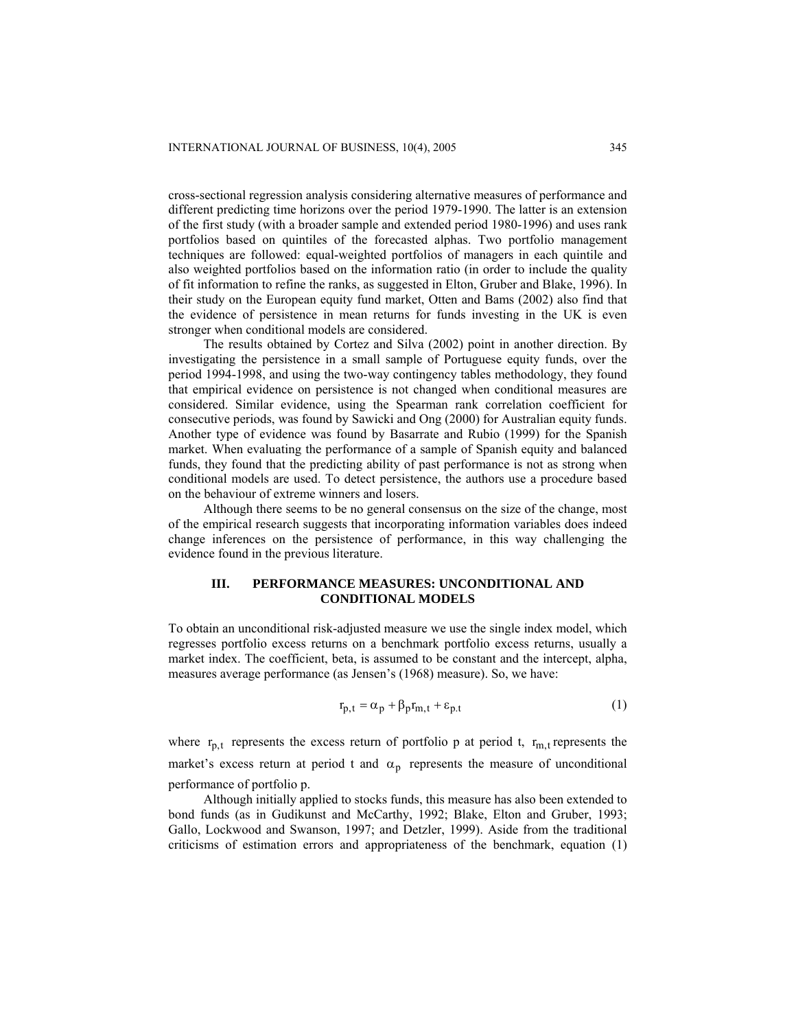cross-sectional regression analysis considering alternative measures of performance and different predicting time horizons over the period 1979-1990. The latter is an extension of the first study (with a broader sample and extended period 1980-1996) and uses rank portfolios based on quintiles of the forecasted alphas. Two portfolio management techniques are followed: equal-weighted portfolios of managers in each quintile and also weighted portfolios based on the information ratio (in order to include the quality of fit information to refine the ranks, as suggested in Elton, Gruber and Blake, 1996). In their study on the European equity fund market, Otten and Bams (2002) also find that the evidence of persistence in mean returns for funds investing in the UK is even stronger when conditional models are considered.

The results obtained by Cortez and Silva (2002) point in another direction. By investigating the persistence in a small sample of Portuguese equity funds, over the period 1994-1998, and using the two-way contingency tables methodology, they found that empirical evidence on persistence is not changed when conditional measures are considered. Similar evidence, using the Spearman rank correlation coefficient for consecutive periods, was found by Sawicki and Ong (2000) for Australian equity funds. Another type of evidence was found by Basarrate and Rubio (1999) for the Spanish market. When evaluating the performance of a sample of Spanish equity and balanced funds, they found that the predicting ability of past performance is not as strong when conditional models are used. To detect persistence, the authors use a procedure based on the behaviour of extreme winners and losers.

Although there seems to be no general consensus on the size of the change, most of the empirical research suggests that incorporating information variables does indeed change inferences on the persistence of performance, in this way challenging the evidence found in the previous literature.

## III. PERFORMANCE MEASURES: UNCONDITIONAL AND CONDITIONAL MODELS

To obtain an unconditional risk-adjusted measure we use the single index model, which regresses portfolio excess returns on a benchmark portfolio excess returns, usually a market index. The coefficient, beta, is assumed to be constant and the intercept, alpha, measures average performance (as Jensen's (1968) measure). So, we have:

$$r_{p,t} = \alpha_p + \beta_p r_{m,t} + \varepsilon_{p.t} \tag{1}$$

where $r_{p,t}$ represents the excess return of portfolio p at period t, $r_{m,t}$ represents the market's excess return at period t and $\alpha_p$ represents the measure of unconditional performance of portfolio p.

Although initially applied to stocks funds, this measure has also been extended to bond funds (as in Gudikunst and McCarthy, 1992; Blake, Elton and Gruber, 1993; Gallo, Lockwood and Swanson, 1997; and Detzler, 1999). Aside from the traditional criticisms of estimation errors and appropriateness of the benchmark, equation (1)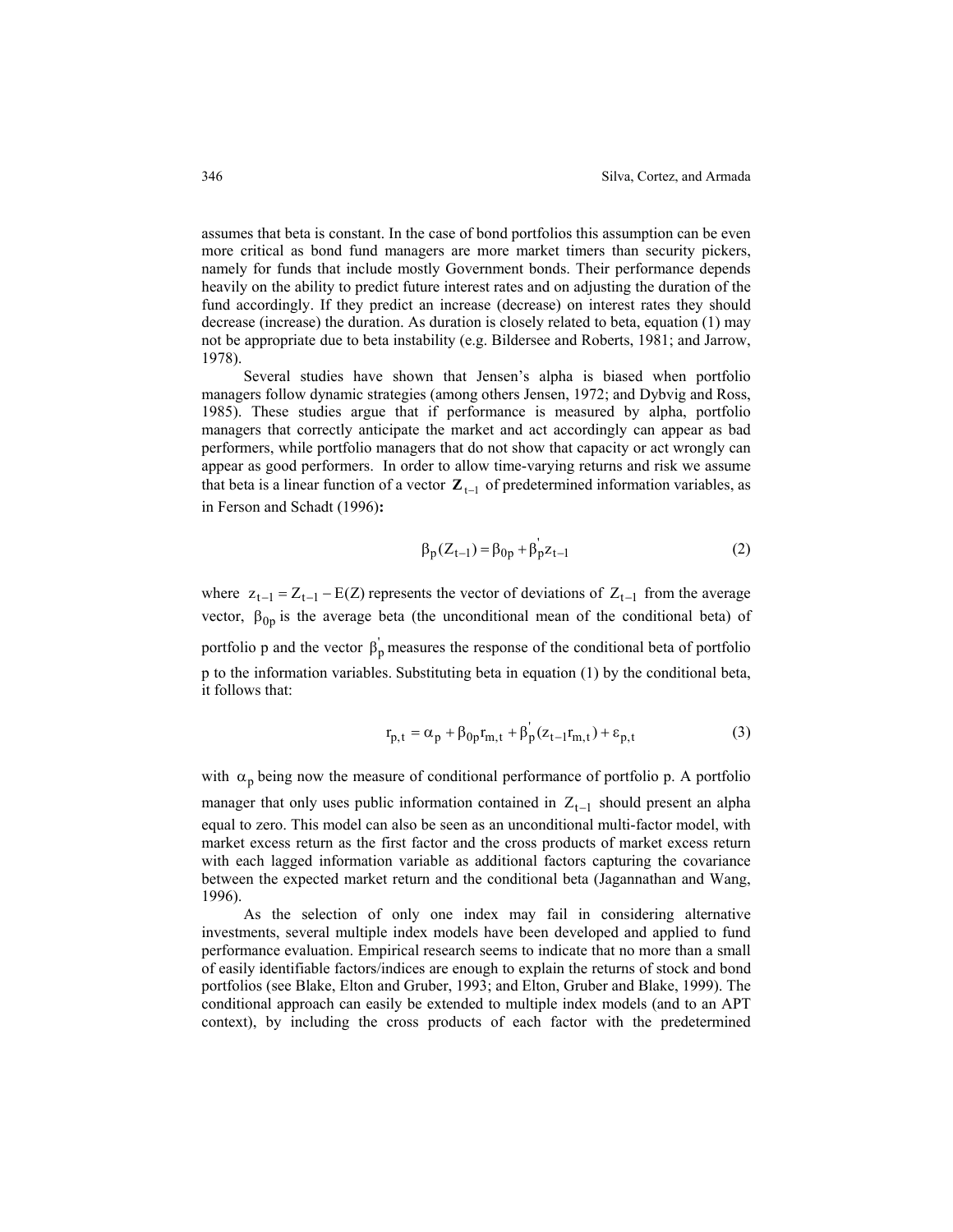assumes that beta is constant. In the case of bond portfolios this assumption can be even more critical as bond fund managers are more market timers than security pickers, namely for funds that include mostly Government bonds. Their performance depends heavily on the ability to predict future interest rates and on adjusting the duration of the fund accordingly. If they predict an increase (decrease) on interest rates they should decrease (increase) the duration. As duration is closely related to beta, equation (1) may not be appropriate due to beta instability (e.g. Bildersee and Roberts, 1981; and Jarrow, 1978).

Several studies have shown that Jensen's alpha is biased when portfolio managers follow dynamic strategies (among others Jensen, 1972; and Dybvig and Ross, 1985). These studies argue that if performance is measured by alpha, portfolio managers that correctly anticipate the market and act accordingly can appear as bad performers, while portfolio managers that do not show that capacity or act wrongly can appear as good performers. In order to allow time-varying returns and risk we assume that beta is a linear function of a vector $\mathbf{Z}_{t-1}$ of predetermined information variables, as in Ferson and Schadt (1996)**:**

$$\beta_p(Z_{t-1}) = \beta_{0p} + \beta_p^{'} z_{t-1} \tag{2}$$

where $z_{t-1} = Z_{t-1} - E(Z)$ represents the vector of deviations of $Z_{t-1}$ from the average vector, $\beta_{0p}$ is the average beta (the unconditional mean of the conditional beta) of portfolio p and the vector $\beta_p^{'}$ measures the response of the conditional beta of portfolio p to the information variables. Substituting beta in equation (1) by the conditional beta, it follows that:

$$r_{p,t} = \alpha_p + \beta_{0p} r_{m,t} + \beta_p^{'}(z_{t-1} r_{m,t}) + \varepsilon_{p,t} \tag{3}$$

with $\alpha_p$ being now the measure of conditional performance of portfolio p. A portfolio manager that only uses public information contained in $Z_{t-1}$ should present an alpha equal to zero. This model can also be seen as an unconditional multi-factor model, with market excess return as the first factor and the cross products of market excess return with each lagged information variable as additional factors capturing the covariance between the expected market return and the conditional beta (Jagannathan and Wang, 1996).

As the selection of only one index may fail in considering alternative investments, several multiple index models have been developed and applied to fund performance evaluation. Empirical research seems to indicate that no more than a small of easily identifiable factors/indices are enough to explain the returns of stock and bond portfolios (see Blake, Elton and Gruber, 1993; and Elton, Gruber and Blake, 1999). The conditional approach can easily be extended to multiple index models (and to an APT context), by including the cross products of each factor with the predetermined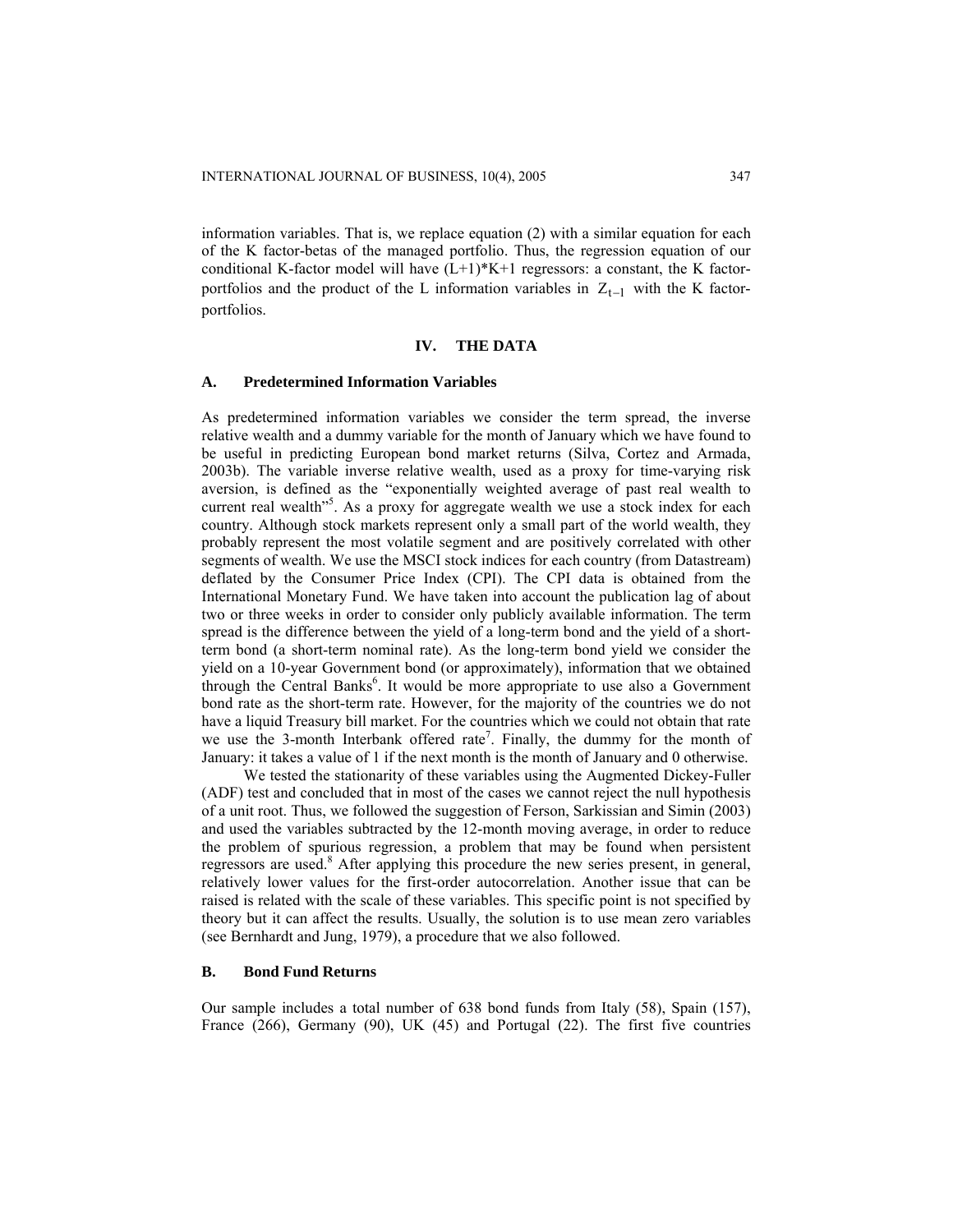information variables. That is, we replace equation (2) with a similar equation for each of the K factor-betas of the managed portfolio. Thus, the regression equation of our conditional K-factor model will have $(L+1)*K+1$ regressors: a constant, the K factor-portfolios and the product of the L information variables in $Z_{t-1}$ with the K factor-portfolios.

## IV. THE DATA

### A. Predetermined Information Variables

As predetermined information variables we consider the term spread, the inverse relative wealth and a dummy variable for the month of January which we have found to be useful in predicting European bond market returns (Silva, Cortez and Armada, 2003b). The variable inverse relative wealth, used as a proxy for time-varying risk aversion, is defined as the "exponentially weighted average of past real wealth to current real wealth"[5]. As a proxy for aggregate wealth we use a stock index for each country. Although stock markets represent only a small part of the world wealth, they probably represent the most volatile segment and are positively correlated with other segments of wealth. We use the MSCI stock indices for each country (from Datastream) deflated by the Consumer Price Index (CPI). The CPI data is obtained from the International Monetary Fund. We have taken into account the publication lag of about two or three weeks in order to consider only publicly available information. The term spread is the difference between the yield of a long-term bond and the yield of a short-term bond (a short-term nominal rate). As the long-term bond yield we consider the yield on a 10-year Government bond (or approximately), information that we obtained through the Central Banks[6]. It would be more appropriate to use also a Government bond rate as the short-term rate. However, for the majority of the countries we do not have a liquid Treasury bill market. For the countries which we could not obtain that rate we use the 3-month Interbank offered rate[7]. Finally, the dummy for the month of January: it takes a value of 1 if the next month is the month of January and 0 otherwise.

We tested the stationarity of these variables using the Augmented Dickey-Fuller (ADF) test and concluded that in most of the cases we cannot reject the null hypothesis of a unit root. Thus, we followed the suggestion of Ferson, Sarkissian and Simin (2003) and used the variables subtracted by the 12-month moving average, in order to reduce the problem of spurious regression, a problem that may be found when persistent regressors are used.[8] After applying this procedure the new series present, in general, relatively lower values for the first-order autocorrelation. Another issue that can be raised is related with the scale of these variables. This specific point is not specified by theory but it can affect the results. Usually, the solution is to use mean zero variables (see Bernhardt and Jung, 1979), a procedure that we also followed.

### B. Bond Fund Returns

Our sample includes a total number of 638 bond funds from Italy (58), Spain (157), France (266), Germany (90), UK (45) and Portugal (22). The first five countries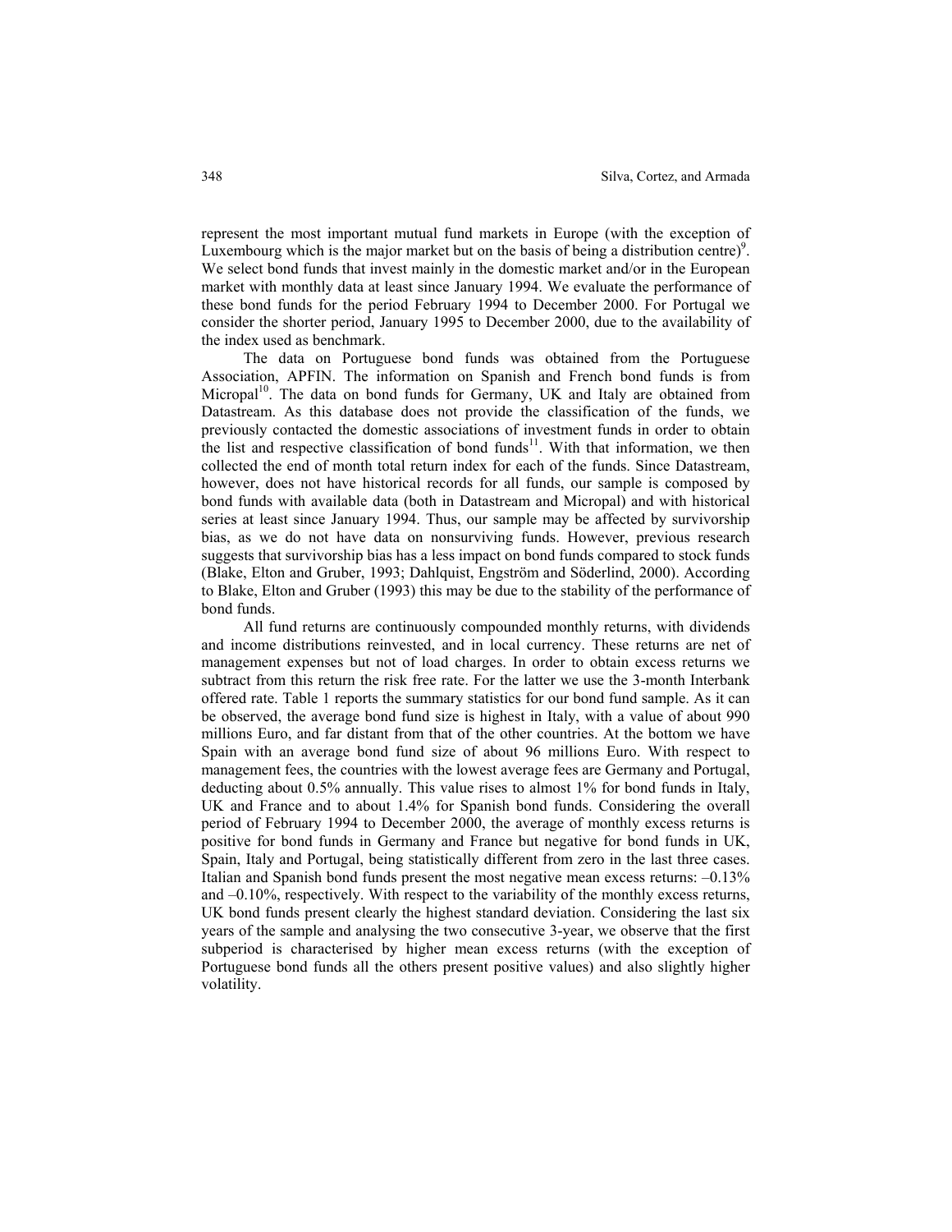represent the most important mutual fund markets in Europe (with the exception of Luxembourg which is the major market but on the basis of being a distribution centre)[9]. We select bond funds that invest mainly in the domestic market and/or in the European market with monthly data at least since January 1994. We evaluate the performance of these bond funds for the period February 1994 to December 2000. For Portugal we consider the shorter period, January 1995 to December 2000, due to the availability of the index used as benchmark.

The data on Portuguese bond funds was obtained from the Portuguese Association, APFIN. The information on Spanish and French bond funds is from Micropal[10]. The data on bond funds for Germany, UK and Italy are obtained from Datastream. As this database does not provide the classification of the funds, we previously contacted the domestic associations of investment funds in order to obtain the list and respective classification of bond funds[11]. With that information, we then collected the end of month total return index for each of the funds. Since Datastream, however, does not have historical records for all funds, our sample is composed by bond funds with available data (both in Datastream and Micropal) and with historical series at least since January 1994. Thus, our sample may be affected by survivorship bias, as we do not have data on nonsurviving funds. However, previous research suggests that survivorship bias has a less impact on bond funds compared to stock funds (Blake, Elton and Gruber, 1993; Dahlquist, Engström and Söderlind, 2000). According to Blake, Elton and Gruber (1993) this may be due to the stability of the performance of bond funds.

All fund returns are continuously compounded monthly returns, with dividends and income distributions reinvested, and in local currency. These returns are net of management expenses but not of load charges. In order to obtain excess returns we subtract from this return the risk free rate. For the latter we use the 3-month Interbank offered rate. Table 1 reports the summary statistics for our bond fund sample. As it can be observed, the average bond fund size is highest in Italy, with a value of about 990 millions Euro, and far distant from that of the other countries. At the bottom we have Spain with an average bond fund size of about 96 millions Euro. With respect to management fees, the countries with the lowest average fees are Germany and Portugal, deducting about 0.5% annually. This value rises to almost 1% for bond funds in Italy, UK and France and to about 1.4% for Spanish bond funds. Considering the overall period of February 1994 to December 2000, the average of monthly excess returns is positive for bond funds in Germany and France but negative for bond funds in UK, Spain, Italy and Portugal, being statistically different from zero in the last three cases. Italian and Spanish bond funds present the most negative mean excess returns: –0.13% and –0.10%, respectively. With respect to the variability of the monthly excess returns, UK bond funds present clearly the highest standard deviation. Considering the last six years of the sample and analysing the two consecutive 3-year, we observe that the first subperiod is characterised by higher mean excess returns (with the exception of Portuguese bond funds all the others present positive values) and also slightly higher volatility.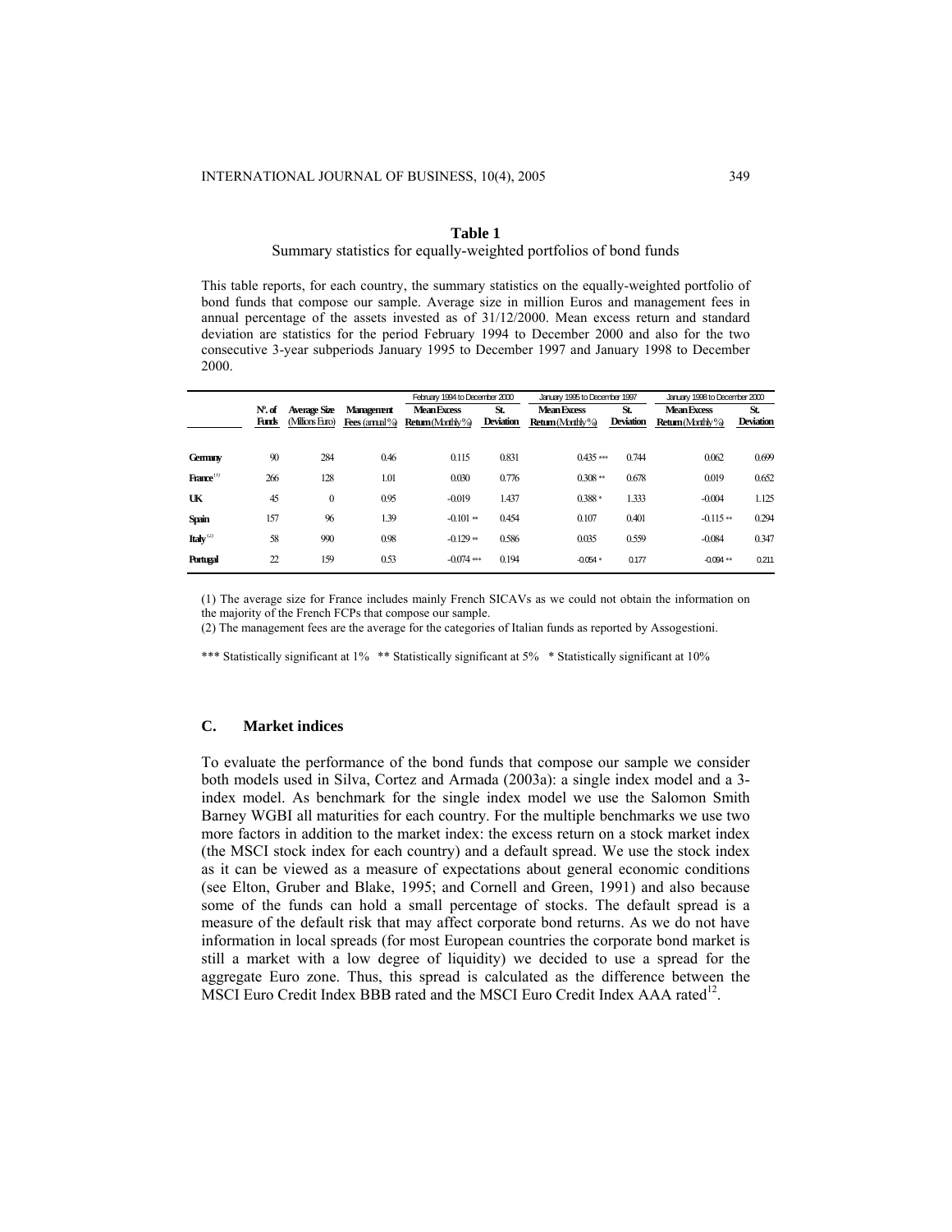**Table 1**

Summary statistics for equally-weighted portfolios of bond funds

This table reports, for each country, the summary statistics on the equally-weighted portfolio of bond funds that compose our sample. Average size in million Euros and management fees in annual percentage of the assets invested as of 31/12/2000. Mean excess return and standard deviation are statistics for the period February 1994 to December 2000 and also for the two consecutive 3-year subperiods January 1995 to December 1997 and January 1998 to December 2000.

| | | | | February 1994 to December 2000 | | January 1995 to December 1997 | | January 1998 to December 2000 | |
|---|---|---|---|---|---|---|---|---|---|
| | Nº. of Funds | Average Size (Millions Euro) | Management Fees (annual %) | Mean Excess Return (Monthly %) | St. Deviation | Mean Excess Return (Monthly %) | St. Deviation | Mean Excess Return (Monthly %) | St. Deviation |
| **Germany** | 90 | 284 | 0.46 | 0.115 | 0.831 | 0.435 *** | 0.744 | 0.062 | 0.699 |
| **France**[(1)] | 266 | 128 | 1.01 | 0.030 | 0.776 | 0.308 ** | 0.678 | 0.019 | 0.652 |
| **UK** | 45 | 0 | 0.95 | -0.019 | 1.437 | 0.388 * | 1.333 | -0.004 | 1.125 |
| **Spain** | 157 | 96 | 1.39 | -0.101 ** | 0.454 | 0.107 | 0.401 | -0.115 ** | 0.294 |
| **Italy**[(2)] | 58 | 990 | 0.98 | -0.129 ** | 0.586 | 0.035 | 0.559 | -0.084 | 0.347 |
| **Portugal** | 22 | 159 | 0.53 | -0.074 *** | 0.194 | -0.054 * | 0.177 | -0.094 ** | 0.211 |

(1) The average size for France includes mainly French SICAVs as we could not obtain the information on the majority of the French FCPs that compose our sample.

(2) The management fees are the average for the categories of Italian funds as reported by Assogestioni.

*** Statistically significant at 1%  ** Statistically significant at 5%  * Statistically significant at 10%

### C. Market indices

To evaluate the performance of the bond funds that compose our sample we consider both models used in Silva, Cortez and Armada (2003a): a single index model and a 3-index model. As benchmark for the single index model we use the Salomon Smith Barney WGBI all maturities for each country. For the multiple benchmarks we use two more factors in addition to the market index: the excess return on a stock market index (the MSCI stock index for each country) and a default spread. We use the stock index as it can be viewed as a measure of expectations about general economic conditions (see Elton, Gruber and Blake, 1995; and Cornell and Green, 1991) and also because some of the funds can hold a small percentage of stocks. The default spread is a measure of the default risk that may affect corporate bond returns. As we do not have information in local spreads (for most European countries the corporate bond market is still a market with a low degree of liquidity) we decided to use a spread for the aggregate Euro zone. Thus, this spread is calculated as the difference between the MSCI Euro Credit Index BBB rated and the MSCI Euro Credit Index AAA rated[12].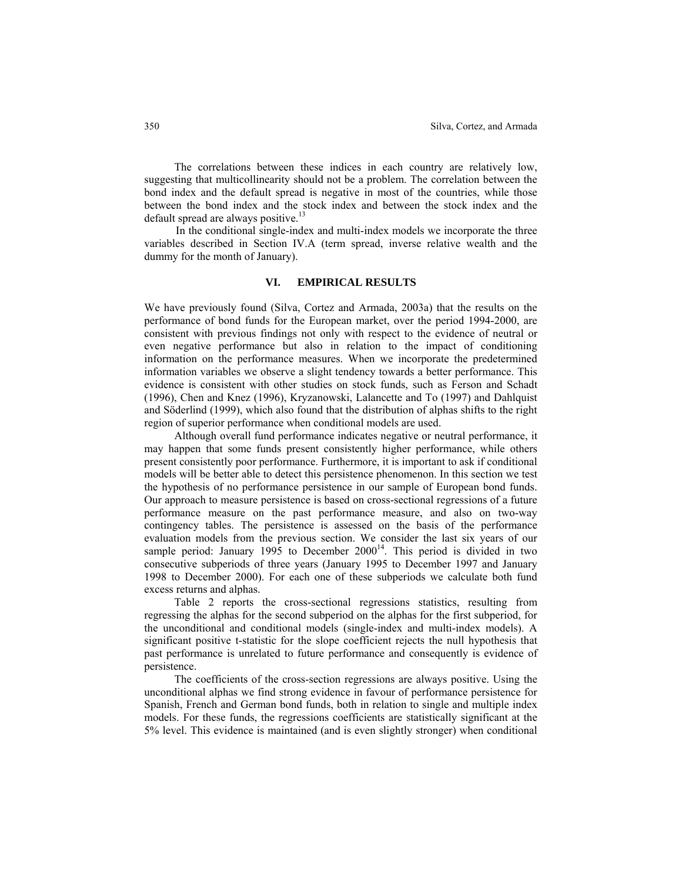The correlations between these indices in each country are relatively low, suggesting that multicollinearity should not be a problem. The correlation between the bond index and the default spread is negative in most of the countries, while those between the bond index and the stock index and between the stock index and the default spread are always positive.[13]

In the conditional single-index and multi-index models we incorporate the three variables described in Section IV.A (term spread, inverse relative wealth and the dummy for the month of January).

## VI. EMPIRICAL RESULTS

We have previously found (Silva, Cortez and Armada, 2003a) that the results on the performance of bond funds for the European market, over the period 1994-2000, are consistent with previous findings not only with respect to the evidence of neutral or even negative performance but also in relation to the impact of conditioning information on the performance measures. When we incorporate the predetermined information variables we observe a slight tendency towards a better performance. This evidence is consistent with other studies on stock funds, such as Ferson and Schadt (1996), Chen and Knez (1996), Kryzanowski, Lalancette and To (1997) and Dahlquist and Söderlind (1999), which also found that the distribution of alphas shifts to the right region of superior performance when conditional models are used.

Although overall fund performance indicates negative or neutral performance, it may happen that some funds present consistently higher performance, while others present consistently poor performance. Furthermore, it is important to ask if conditional models will be better able to detect this persistence phenomenon. In this section we test the hypothesis of no performance persistence in our sample of European bond funds. Our approach to measure persistence is based on cross-sectional regressions of a future performance measure on the past performance measure, and also on two-way contingency tables. The persistence is assessed on the basis of the performance evaluation models from the previous section. We consider the last six years of our sample period: January 1995 to December 2000[14]. This period is divided in two consecutive subperiods of three years (January 1995 to December 1997 and January 1998 to December 2000). For each one of these subperiods we calculate both fund excess returns and alphas.

Table 2 reports the cross-sectional regressions statistics, resulting from regressing the alphas for the second subperiod on the alphas for the first subperiod, for the unconditional and conditional models (single-index and multi-index models). A significant positive t-statistic for the slope coefficient rejects the null hypothesis that past performance is unrelated to future performance and consequently is evidence of persistence.

The coefficients of the cross-section regressions are always positive. Using the unconditional alphas we find strong evidence in favour of performance persistence for Spanish, French and German bond funds, both in relation to single and multiple index models. For these funds, the regressions coefficients are statistically significant at the 5% level. This evidence is maintained (and is even slightly stronger) when conditional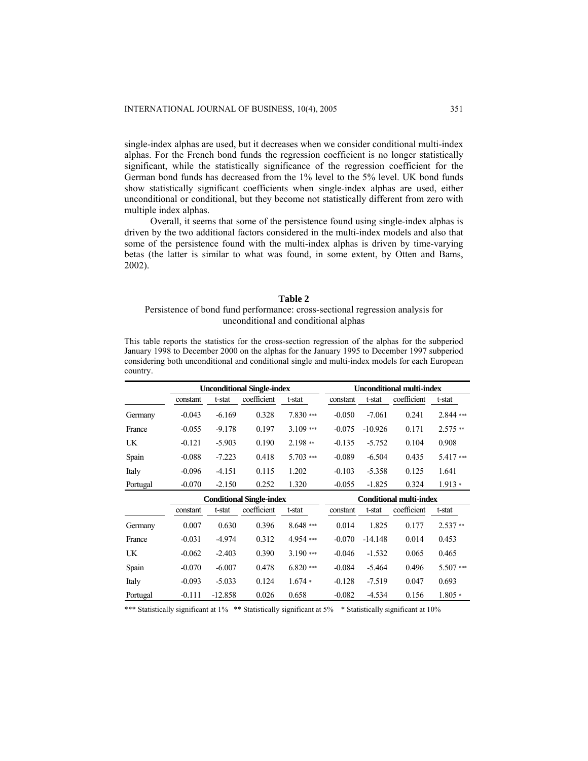single-index alphas are used, but it decreases when we consider conditional multi-index alphas. For the French bond funds the regression coefficient is no longer statistically significant, while the statistically significance of the regression coefficient for the German bond funds has decreased from the 1% level to the 5% level. UK bond funds show statistically significant coefficients when single-index alphas are used, either unconditional or conditional, but they become not statistically different from zero with multiple index alphas.

Overall, it seems that some of the persistence found using single-index alphas is driven by the two additional factors considered in the multi-index models and also that some of the persistence found with the multi-index alphas is driven by time-varying betas (the latter is similar to what was found, in some extent, by Otten and Bams, 2002).

**Table 2**

Persistence of bond fund performance: cross-sectional regression analysis for unconditional and conditional alphas

This table reports the statistics for the cross-section regression of the alphas for the subperiod January 1998 to December 2000 on the alphas for the January 1995 to December 1997 subperiod considering both unconditional and conditional single and multi-index models for each European country.

| | **Unconditional Single-index** | | | | **Unconditional multi-index** | | | |
|---|---|---|---|---|---|---|---|---|
| | constant | t-stat | coefficient | t-stat | constant | t-stat | coefficient | t-stat |
| Germany | -0.043 | -6.169 | 0.328 | 7.830 *** | -0.050 | -7.061 | 0.241 | 2.844 *** |
| France | -0.055 | -9.178 | 0.197 | 3.109 *** | -0.075 | -10.926 | 0.171 | 2.575 ** |
| UK | -0.121 | -5.903 | 0.190 | 2.198 ** | -0.135 | -5.752 | 0.104 | 0.908 |
| Spain | -0.088 | -7.223 | 0.418 | 5.703 *** | -0.089 | -6.504 | 0.435 | 5.417 *** |
| Italy | -0.096 | -4.151 | 0.115 | 1.202 | -0.103 | -5.358 | 0.125 | 1.641 |
| Portugal | -0.070 | -2.150 | 0.252 | 1.320 | -0.055 | -1.825 | 0.324 | 1.913 * |
| | **Conditional Single-index** | | | | **Conditional multi-index** | | | |
| | constant | t-stat | coefficient | t-stat | constant | t-stat | coefficient | t-stat |
| Germany | 0.007 | 0.630 | 0.396 | 8.648 *** | 0.014 | 1.825 | 0.177 | 2.537 ** |
| France | -0.031 | -4.974 | 0.312 | 4.954 *** | -0.070 | -14.148 | 0.014 | 0.453 |
| UK | -0.062 | -2.403 | 0.390 | 3.190 *** | -0.046 | -1.532 | 0.065 | 0.465 |
| Spain | -0.070 | -6.007 | 0.478 | 6.820 *** | -0.084 | -5.464 | 0.496 | 5.507 *** |
| Italy | -0.093 | -5.033 | 0.124 | 1.674 * | -0.128 | -7.519 | 0.047 | 0.693 |
| Portugal | -0.111 | -12.858 | 0.026 | 0.658 | -0.082 | -4.534 | 0.156 | 1.805 * |

*** Statistically significant at 1% ** Statistically significant at 5% * Statistically significant at 10%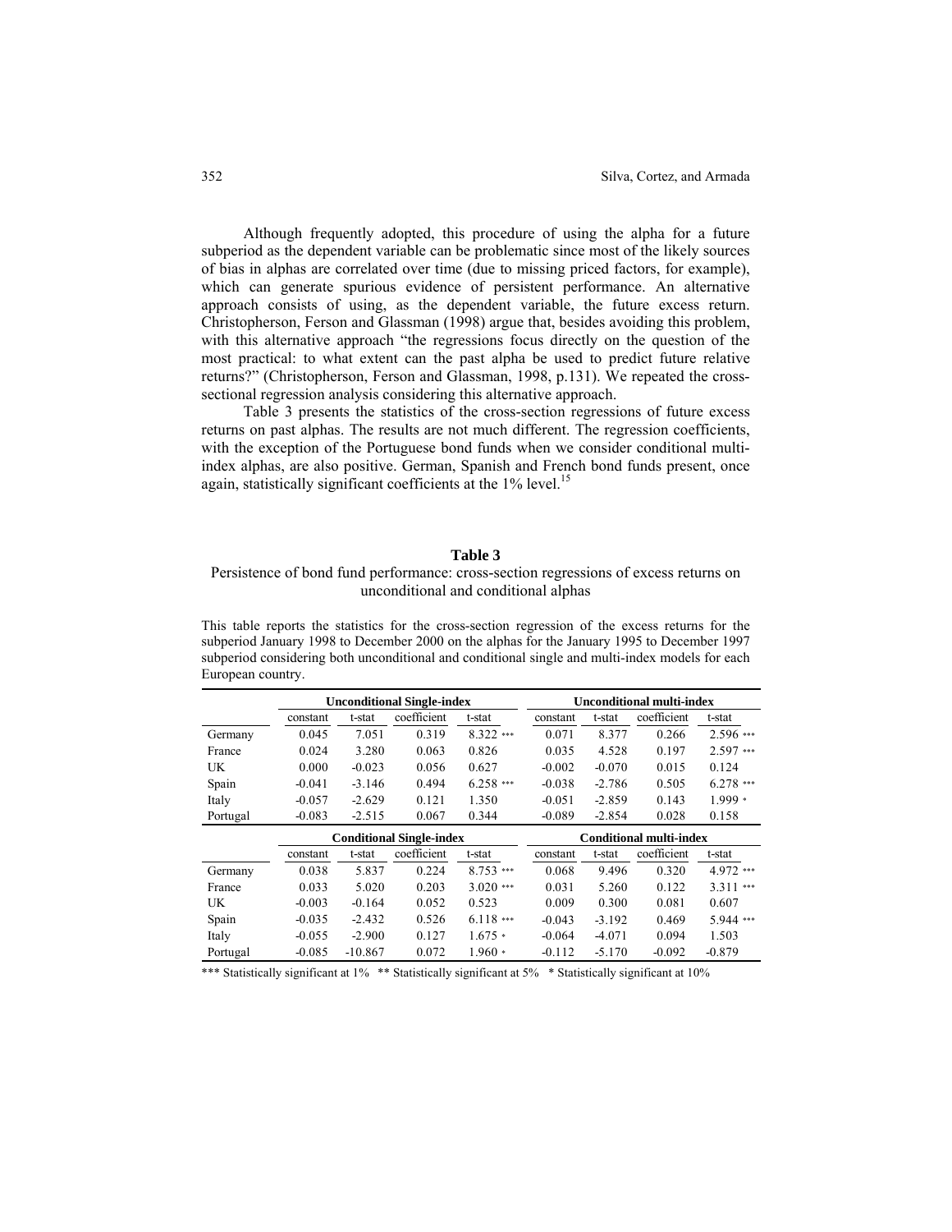Although frequently adopted, this procedure of using the alpha for a future subperiod as the dependent variable can be problematic since most of the likely sources of bias in alphas are correlated over time (due to missing priced factors, for example), which can generate spurious evidence of persistent performance. An alternative approach consists of using, as the dependent variable, the future excess return. Christopherson, Ferson and Glassman (1998) argue that, besides avoiding this problem, with this alternative approach "the regressions focus directly on the question of the most practical: to what extent can the past alpha be used to predict future relative returns?" (Christopherson, Ferson and Glassman, 1998, p.131). We repeated the cross-sectional regression analysis considering this alternative approach.

Table 3 presents the statistics of the cross-section regressions of future excess returns on past alphas. The results are not much different. The regression coefficients, with the exception of the Portuguese bond funds when we consider conditional multi-index alphas, are also positive. German, Spanish and French bond funds present, once again, statistically significant coefficients at the 1% level.[15]

**Table 3**

Persistence of bond fund performance: cross-section regressions of excess returns on unconditional and conditional alphas

This table reports the statistics for the cross-section regression of the excess returns for the subperiod January 1998 to December 2000 on the alphas for the January 1995 to December 1997 subperiod considering both unconditional and conditional single and multi-index models for each European country.

| | **Unconditional Single-index** | | | | **Unconditional multi-index** | | | |
|---|---|---|---|---|---|---|---|---|
| | constant | t-stat | coefficient | t-stat | constant | t-stat | coefficient | t-stat |
| Germany | 0.045 | 7.051 | 0.319 | 8.322 *** | 0.071 | 8.377 | 0.266 | 2.596 *** |
| France | 0.024 | 3.280 | 0.063 | 0.826 | 0.035 | 4.528 | 0.197 | 2.597 *** |
| UK | 0.000 | -0.023 | 0.056 | 0.627 | -0.002 | -0.070 | 0.015 | 0.124 |
| Spain | -0.041 | -3.146 | 0.494 | 6.258 *** | -0.038 | -2.786 | 0.505 | 6.278 *** |
| Italy | -0.057 | -2.629 | 0.121 | 1.350 | -0.051 | -2.859 | 0.143 | 1.999 * |
| Portugal | -0.083 | -2.515 | 0.067 | 0.344 | -0.089 | -2.854 | 0.028 | 0.158 |
| | **Conditional Single-index** | | | | **Conditional multi-index** | | | |
| | constant | t-stat | coefficient | t-stat | constant | t-stat | coefficient | t-stat |
| Germany | 0.038 | 5.837 | 0.224 | 8.753 *** | 0.068 | 9.496 | 0.320 | 4.972 *** |
| France | 0.033 | 5.020 | 0.203 | 3.020 *** | 0.031 | 5.260 | 0.122 | 3.311 *** |
| UK | -0.003 | -0.164 | 0.052 | 0.523 | 0.009 | 0.300 | 0.081 | 0.607 |
| Spain | -0.035 | -2.432 | 0.526 | 6.118 *** | -0.043 | -3.192 | 0.469 | 5.944 *** |
| Italy | -0.055 | -2.900 | 0.127 | 1.675 * | -0.064 | -4.071 | 0.094 | 1.503 |
| Portugal | -0.085 | -10.867 | 0.072 | 1.960 * | -0.112 | -5.170 | -0.092 | -0.879 |

*** Statistically significant at 1% ** Statistically significant at 5% * Statistically significant at 10%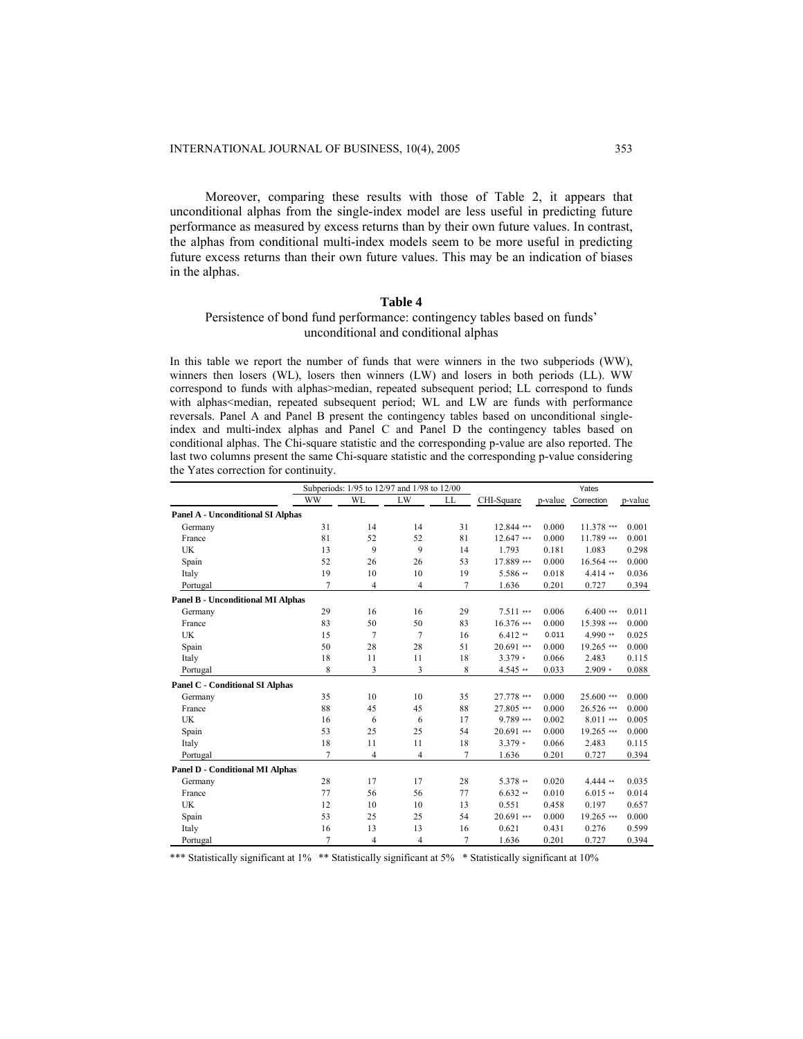Moreover, comparing these results with those of Table 2, it appears that unconditional alphas from the single-index model are less useful in predicting future performance as measured by excess returns than by their own future values. In contrast, the alphas from conditional multi-index models seem to be more useful in predicting future excess returns than their own future values. This may be an indication of biases in the alphas.

## Table 4

Persistence of bond fund performance: contingency tables based on funds' unconditional and conditional alphas

In this table we report the number of funds that were winners in the two subperiods (WW), winners then losers (WL), losers then winners (LW) and losers in both periods (LL). WW correspond to funds with alphas>median, repeated subsequent period; LL correspond to funds with alphas<median, repeated subsequent period; WL and LW are funds with performance reversals. Panel A and Panel B present the contingency tables based on unconditional single-index and multi-index alphas and Panel C and Panel D the contingency tables based on conditional alphas. The Chi-square statistic and the corresponding p-value are also reported. The last two columns present the same Chi-square statistic and the corresponding p-value considering the Yates correction for continuity.

| | Subperiods: 1/95 to 12/97 and 1/98 to 12/00 | | | | | | Yates | |
|---|---|---|---|---|---|---|---|---|
| | WW | WL | LW | LL | CHI-Square | p-value | Correction | p-value |
| **Panel A - Unconditional SI Alphas** | | | | | | | | |
| Germany | 31 | 14 | 14 | 31 | 12.844 *** | 0.000 | 11.378 *** | 0.001 |
| France | 81 | 52 | 52 | 81 | 12.647 *** | 0.000 | 11.789 *** | 0.001 |
| UK | 13 | 9 | 9 | 14 | 1.793 | 0.181 | 1.083 | 0.298 |
| Spain | 52 | 26 | 26 | 53 | 17.889 *** | 0.000 | 16.564 *** | 0.000 |
| Italy | 19 | 10 | 10 | 19 | 5.586 ** | 0.018 | 4.414 ** | 0.036 |
| Portugal | 7 | 4 | 4 | 7 | 1.636 | 0.201 | 0.727 | 0.394 |
| **Panel B - Unconditional MI Alphas** | | | | | | | | |
| Germany | 29 | 16 | 16 | 29 | 7.511 *** | 0.006 | 6.400 *** | 0.011 |
| France | 83 | 50 | 50 | 83 | 16.376 *** | 0.000 | 15.398 *** | 0.000 |
| UK | 15 | 7 | 7 | 16 | 6.412 ** | 0.011 | 4.990 ** | 0.025 |
| Spain | 50 | 28 | 28 | 51 | 20.691 *** | 0.000 | 19.265 *** | 0.000 |
| Italy | 18 | 11 | 11 | 18 | 3.379 * | 0.066 | 2.483 | 0.115 |
| Portugal | 8 | 3 | 3 | 8 | 4.545 ** | 0.033 | 2.909 * | 0.088 |
| **Panel C - Conditional SI Alphas** | | | | | | | | |
| Germany | 35 | 10 | 10 | 35 | 27.778 *** | 0.000 | 25.600 *** | 0.000 |
| France | 88 | 45 | 45 | 88 | 27.805 *** | 0.000 | 26.526 *** | 0.000 |
| UK | 16 | 6 | 6 | 17 | 9.789 *** | 0.002 | 8.011 *** | 0.005 |
| Spain | 53 | 25 | 25 | 54 | 20.691 *** | 0.000 | 19.265 *** | 0.000 |
| Italy | 18 | 11 | 11 | 18 | 3.379 * | 0.066 | 2.483 | 0.115 |
| Portugal | 7 | 4 | 4 | 7 | 1.636 | 0.201 | 0.727 | 0.394 |
| **Panel D - Conditional MI Alphas** | | | | | | | | |
| Germany | 28 | 17 | 17 | 28 | 5.378 ** | 0.020 | 4.444 ** | 0.035 |
| France | 77 | 56 | 56 | 77 | 6.632 ** | 0.010 | 6.015 ** | 0.014 |
| UK | 12 | 10 | 10 | 13 | 0.551 | 0.458 | 0.197 | 0.657 |
| Spain | 53 | 25 | 25 | 54 | 20.691 *** | 0.000 | 19.265 *** | 0.000 |
| Italy | 16 | 13 | 13 | 16 | 0.621 | 0.431 | 0.276 | 0.599 |
| Portugal | 7 | 4 | 4 | 7 | 1.636 | 0.201 | 0.727 | 0.394 |

*** Statistically significant at 1% ** Statistically significant at 5% * Statistically significant at 10%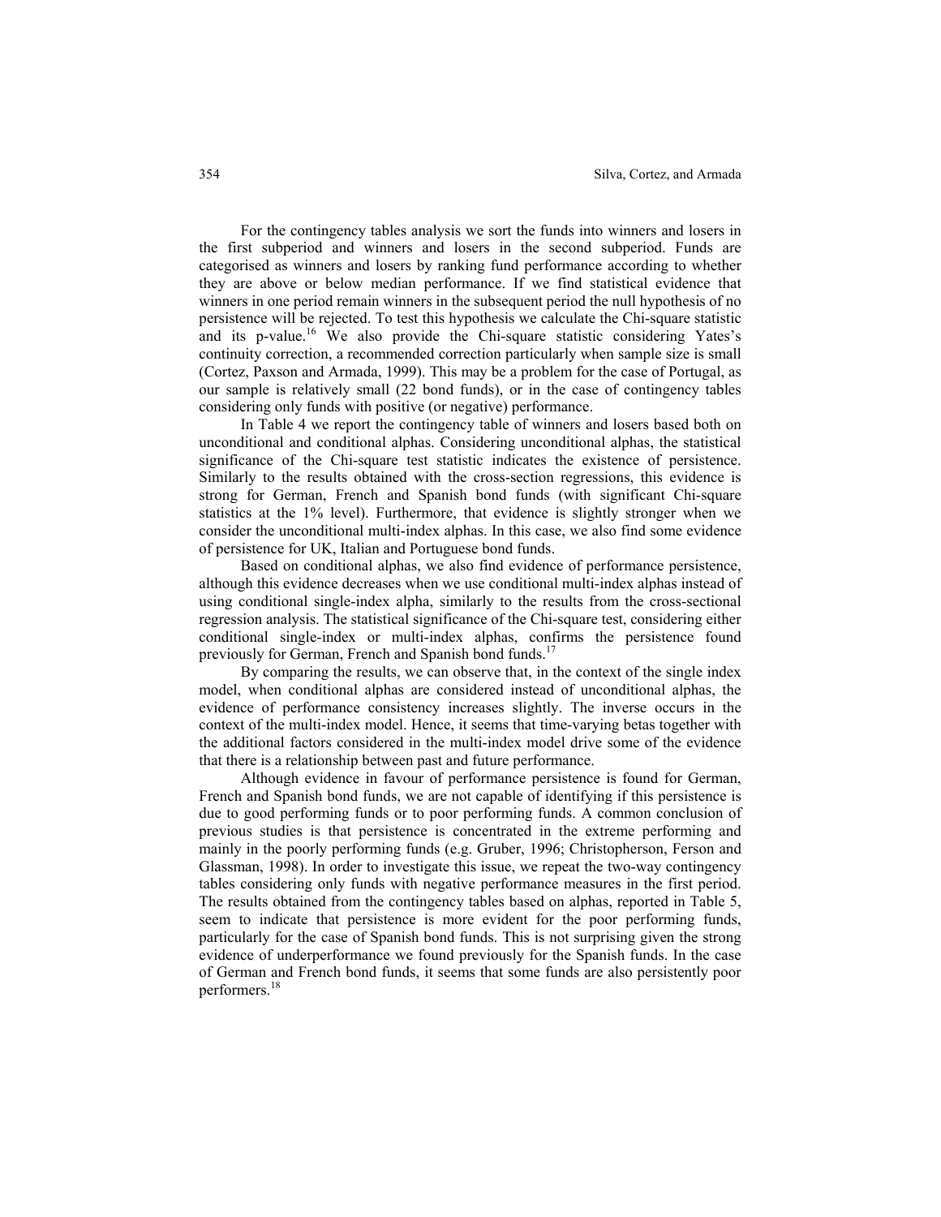For the contingency tables analysis we sort the funds into winners and losers in the first subperiod and winners and losers in the second subperiod. Funds are categorised as winners and losers by ranking fund performance according to whether they are above or below median performance. If we find statistical evidence that winners in one period remain winners in the subsequent period the null hypothesis of no persistence will be rejected. To test this hypothesis we calculate the Chi-square statistic and its p-value.[16] We also provide the Chi-square statistic considering Yates's continuity correction, a recommended correction particularly when sample size is small (Cortez, Paxson and Armada, 1999). This may be a problem for the case of Portugal, as our sample is relatively small (22 bond funds), or in the case of contingency tables considering only funds with positive (or negative) performance.

In Table 4 we report the contingency table of winners and losers based both on unconditional and conditional alphas. Considering unconditional alphas, the statistical significance of the Chi-square test statistic indicates the existence of persistence. Similarly to the results obtained with the cross-section regressions, this evidence is strong for German, French and Spanish bond funds (with significant Chi-square statistics at the 1% level). Furthermore, that evidence is slightly stronger when we consider the unconditional multi-index alphas. In this case, we also find some evidence of persistence for UK, Italian and Portuguese bond funds.

Based on conditional alphas, we also find evidence of performance persistence, although this evidence decreases when we use conditional multi-index alphas instead of using conditional single-index alpha, similarly to the results from the cross-sectional regression analysis. The statistical significance of the Chi-square test, considering either conditional single-index or multi-index alphas, confirms the persistence found previously for German, French and Spanish bond funds.[17]

By comparing the results, we can observe that, in the context of the single index model, when conditional alphas are considered instead of unconditional alphas, the evidence of performance consistency increases slightly. The inverse occurs in the context of the multi-index model. Hence, it seems that time-varying betas together with the additional factors considered in the multi-index model drive some of the evidence that there is a relationship between past and future performance.

Although evidence in favour of performance persistence is found for German, French and Spanish bond funds, we are not capable of identifying if this persistence is due to good performing funds or to poor performing funds. A common conclusion of previous studies is that persistence is concentrated in the extreme performing and mainly in the poorly performing funds (e.g. Gruber, 1996; Christopherson, Ferson and Glassman, 1998). In order to investigate this issue, we repeat the two-way contingency tables considering only funds with negative performance measures in the first period. The results obtained from the contingency tables based on alphas, reported in Table 5, seem to indicate that persistence is more evident for the poor performing funds, particularly for the case of Spanish bond funds. This is not surprising given the strong evidence of underperformance we found previously for the Spanish funds. In the case of German and French bond funds, it seems that some funds are also persistently poor performers.[18]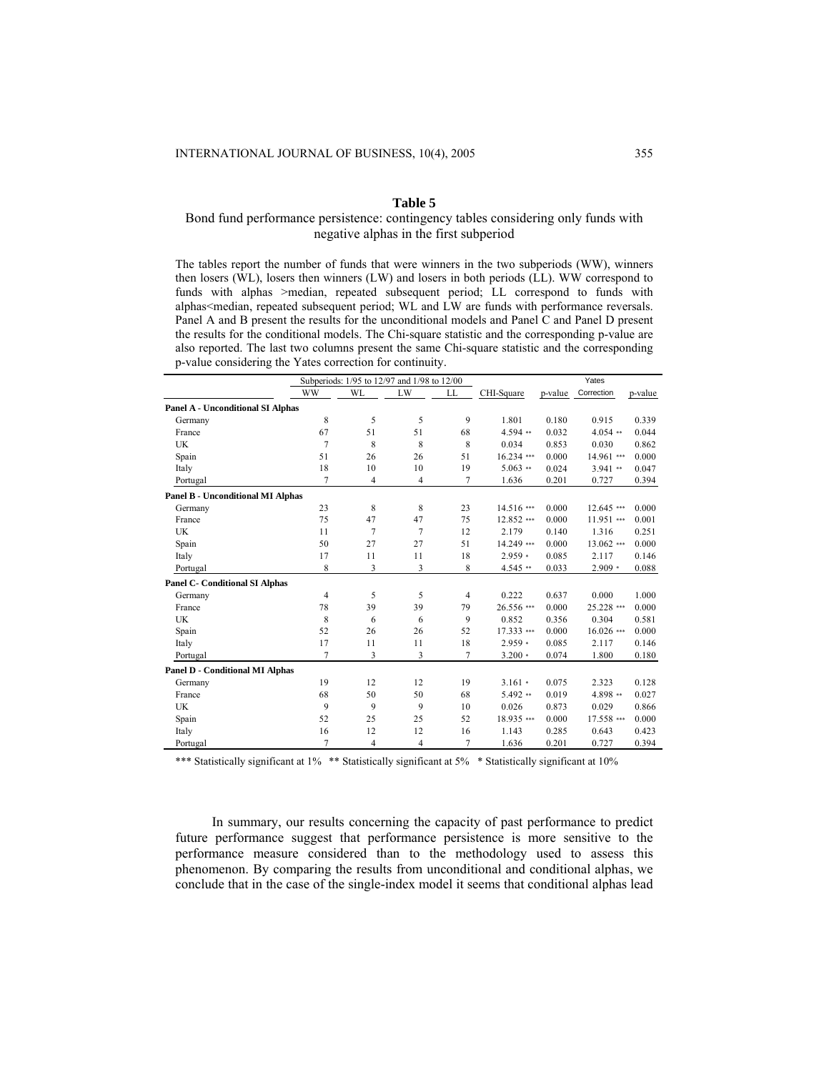**Table 5**

Bond fund performance persistence: contingency tables considering only funds with negative alphas in the first subperiod

The tables report the number of funds that were winners in the two subperiods (WW), winners then losers (WL), losers then winners (LW) and losers in both periods (LL). WW correspond to funds with alphas >median, repeated subsequent period; LL correspond to funds with alphas<median, repeated subsequent period; WL and LW are funds with performance reversals. Panel A and B present the results for the unconditional models and Panel C and Panel D present the results for the conditional models. The Chi-square statistic and the corresponding p-value are also reported. The last two columns present the same Chi-square statistic and the corresponding p-value considering the Yates correction for continuity.

| | Subperiods: 1/95 to 12/97 and 1/98 to 12/00 | | | | | | Yates | |
|---|---|---|---|---|---|---|---|---|
| | WW | WL | LW | LL | CHI-Square | p-value | Correction | p-value |
| **Panel A - Unconditional SI Alphas** | | | | | | | | |
| Germany | 8 | 5 | 5 | 9 | 1.801 | 0.180 | 0.915 | 0.339 |
| France | 67 | 51 | 51 | 68 | 4.594 ** | 0.032 | 4.054 ** | 0.044 |
| UK | 7 | 8 | 8 | 8 | 0.034 | 0.853 | 0.030 | 0.862 |
| Spain | 51 | 26 | 26 | 51 | 16.234 *** | 0.000 | 14.961 *** | 0.000 |
| Italy | 18 | 10 | 10 | 19 | 5.063 ** | 0.024 | 3.941 ** | 0.047 |
| Portugal | 7 | 4 | 4 | 7 | 1.636 | 0.201 | 0.727 | 0.394 |
| **Panel B - Unconditional MI Alphas** | | | | | | | | |
| Germany | 23 | 8 | 8 | 23 | 14.516 *** | 0.000 | 12.645 *** | 0.000 |
| France | 75 | 47 | 47 | 75 | 12.852 *** | 0.000 | 11.951 *** | 0.001 |
| UK | 11 | 7 | 7 | 12 | 2.179 | 0.140 | 1.316 | 0.251 |
| Spain | 50 | 27 | 27 | 51 | 14.249 *** | 0.000 | 13.062 *** | 0.000 |
| Italy | 17 | 11 | 11 | 18 | 2.959 * | 0.085 | 2.117 | 0.146 |
| Portugal | 8 | 3 | 3 | 8 | 4.545 ** | 0.033 | 2.909 * | 0.088 |
| **Panel C- Conditional SI Alphas** | | | | | | | | |
| Germany | 4 | 5 | 5 | 4 | 0.222 | 0.637 | 0.000 | 1.000 |
| France | 78 | 39 | 39 | 79 | 26.556 *** | 0.000 | 25.228 *** | 0.000 |
| UK | 8 | 6 | 6 | 9 | 0.852 | 0.356 | 0.304 | 0.581 |
| Spain | 52 | 26 | 26 | 52 | 17.333 *** | 0.000 | 16.026 *** | 0.000 |
| Italy | 17 | 11 | 11 | 18 | 2.959 * | 0.085 | 2.117 | 0.146 |
| Portugal | 7 | 3 | 3 | 7 | 3.200 * | 0.074 | 1.800 | 0.180 |
| **Panel D - Conditional MI Alphas** | | | | | | | | |
| Germany | 19 | 12 | 12 | 19 | 3.161 * | 0.075 | 2.323 | 0.128 |
| France | 68 | 50 | 50 | 68 | 5.492 ** | 0.019 | 4.898 ** | 0.027 |
| UK | 9 | 9 | 9 | 10 | 0.026 | 0.873 | 0.029 | 0.866 |
| Spain | 52 | 25 | 25 | 52 | 18.935 *** | 0.000 | 17.558 *** | 0.000 |
| Italy | 16 | 12 | 12 | 16 | 1.143 | 0.285 | 0.643 | 0.423 |
| Portugal | 7 | 4 | 4 | 7 | 1.636 | 0.201 | 0.727 | 0.394 |

*** Statistically significant at 1% ** Statistically significant at 5% * Statistically significant at 10%

In summary, our results concerning the capacity of past performance to predict future performance suggest that performance persistence is more sensitive to the performance measure considered than to the methodology used to assess this phenomenon. By comparing the results from unconditional and conditional alphas, we conclude that in the case of the single-index model it seems that conditional alphas lead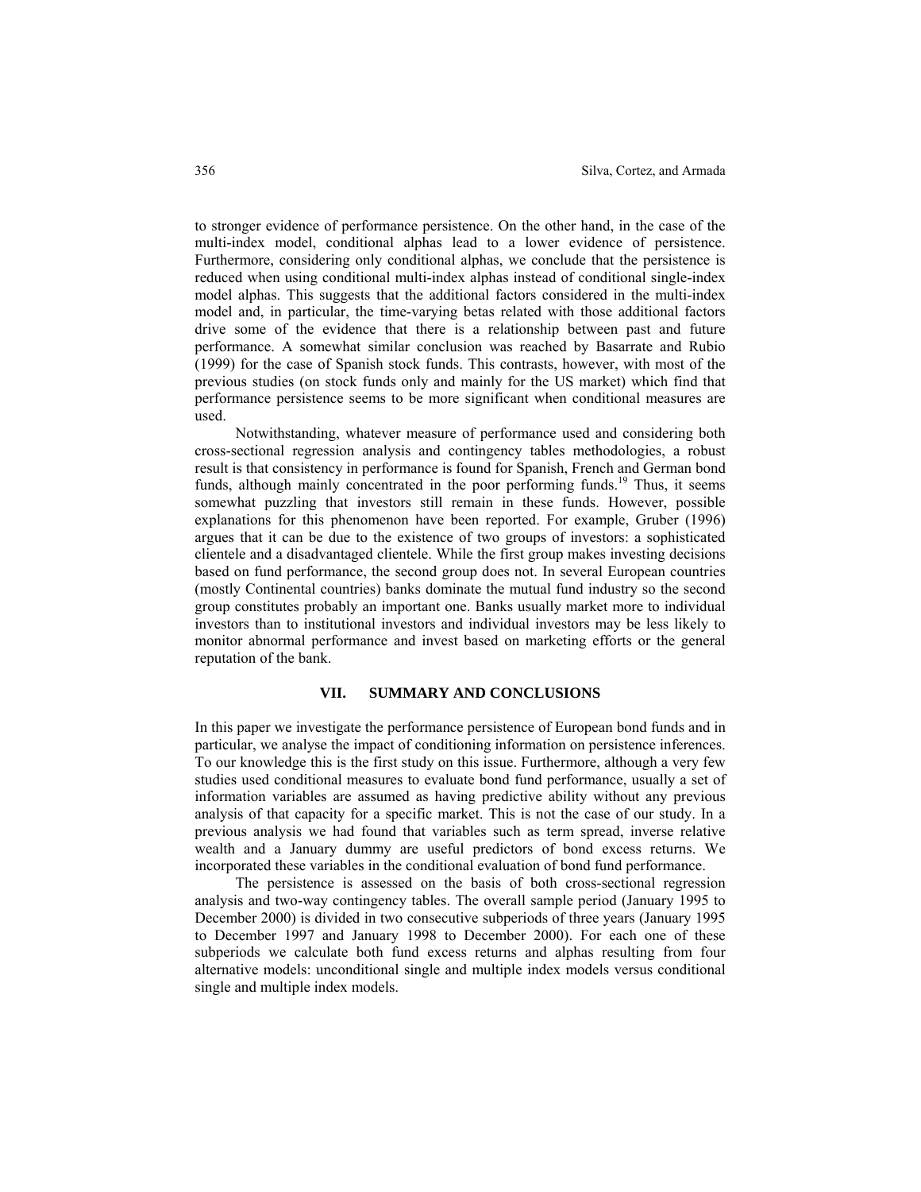to stronger evidence of performance persistence. On the other hand, in the case of the multi-index model, conditional alphas lead to a lower evidence of persistence. Furthermore, considering only conditional alphas, we conclude that the persistence is reduced when using conditional multi-index alphas instead of conditional single-index model alphas. This suggests that the additional factors considered in the multi-index model and, in particular, the time-varying betas related with those additional factors drive some of the evidence that there is a relationship between past and future performance. A somewhat similar conclusion was reached by Basarrate and Rubio (1999) for the case of Spanish stock funds. This contrasts, however, with most of the previous studies (on stock funds only and mainly for the US market) which find that performance persistence seems to be more significant when conditional measures are used.

Notwithstanding, whatever measure of performance used and considering both cross-sectional regression analysis and contingency tables methodologies, a robust result is that consistency in performance is found for Spanish, French and German bond funds, although mainly concentrated in the poor performing funds.[19] Thus, it seems somewhat puzzling that investors still remain in these funds. However, possible explanations for this phenomenon have been reported. For example, Gruber (1996) argues that it can be due to the existence of two groups of investors: a sophisticated clientele and a disadvantaged clientele. While the first group makes investing decisions based on fund performance, the second group does not. In several European countries (mostly Continental countries) banks dominate the mutual fund industry so the second group constitutes probably an important one. Banks usually market more to individual investors than to institutional investors and individual investors may be less likely to monitor abnormal performance and invest based on marketing efforts or the general reputation of the bank.

## VII. SUMMARY AND CONCLUSIONS

In this paper we investigate the performance persistence of European bond funds and in particular, we analyse the impact of conditioning information on persistence inferences. To our knowledge this is the first study on this issue. Furthermore, although a very few studies used conditional measures to evaluate bond fund performance, usually a set of information variables are assumed as having predictive ability without any previous analysis of that capacity for a specific market. This is not the case of our study. In a previous analysis we had found that variables such as term spread, inverse relative wealth and a January dummy are useful predictors of bond excess returns. We incorporated these variables in the conditional evaluation of bond fund performance.

The persistence is assessed on the basis of both cross-sectional regression analysis and two-way contingency tables. The overall sample period (January 1995 to December 2000) is divided in two consecutive subperiods of three years (January 1995 to December 1997 and January 1998 to December 2000). For each one of these subperiods we calculate both fund excess returns and alphas resulting from four alternative models: unconditional single and multiple index models versus conditional single and multiple index models.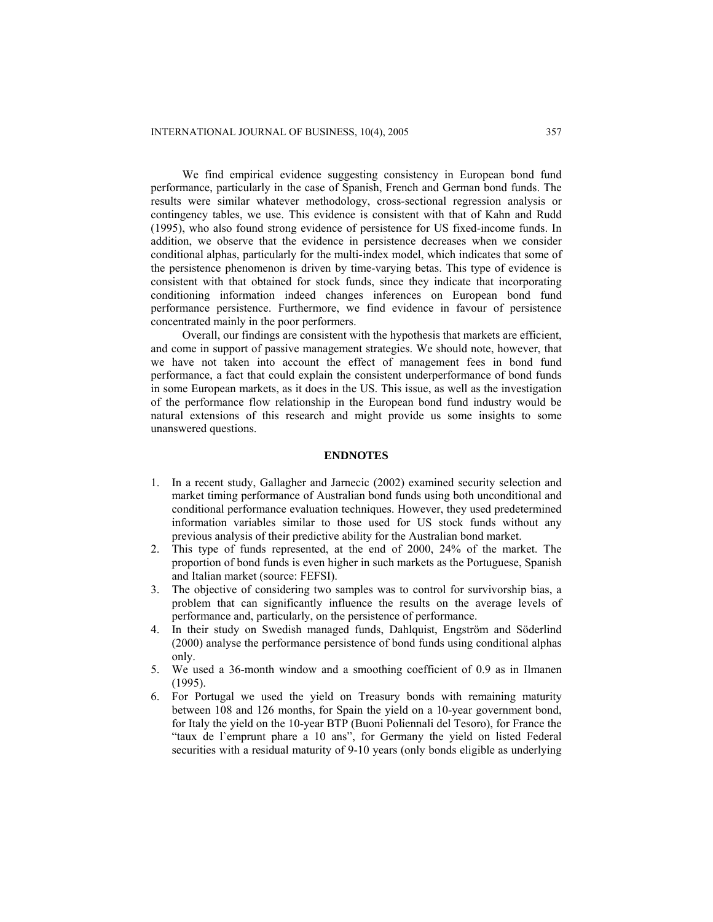We find empirical evidence suggesting consistency in European bond fund performance, particularly in the case of Spanish, French and German bond funds. The results were similar whatever methodology, cross-sectional regression analysis or contingency tables, we use. This evidence is consistent with that of Kahn and Rudd (1995), who also found strong evidence of persistence for US fixed-income funds. In addition, we observe that the evidence in persistence decreases when we consider conditional alphas, particularly for the multi-index model, which indicates that some of the persistence phenomenon is driven by time-varying betas. This type of evidence is consistent with that obtained for stock funds, since they indicate that incorporating conditioning information indeed changes inferences on European bond fund performance persistence. Furthermore, we find evidence in favour of persistence concentrated mainly in the poor performers.

Overall, our findings are consistent with the hypothesis that markets are efficient, and come in support of passive management strategies. We should note, however, that we have not taken into account the effect of management fees in bond fund performance, a fact that could explain the consistent underperformance of bond funds in some European markets, as it does in the US. This issue, as well as the investigation of the performance flow relationship in the European bond fund industry would be natural extensions of this research and might provide us some insights to some unanswered questions.

## ENDNOTES

1. In a recent study, Gallagher and Jarnecic (2002) examined security selection and market timing performance of Australian bond funds using both unconditional and conditional performance evaluation techniques. However, they used predetermined information variables similar to those used for US stock funds without any previous analysis of their predictive ability for the Australian bond market.
2. This type of funds represented, at the end of 2000, 24% of the market. The proportion of bond funds is even higher in such markets as the Portuguese, Spanish and Italian market (source: FEFSI).
3. The objective of considering two samples was to control for survivorship bias, a problem that can significantly influence the results on the average levels of performance and, particularly, on the persistence of performance.
4. In their study on Swedish managed funds, Dahlquist, Engström and Söderlind (2000) analyse the performance persistence of bond funds using conditional alphas only.
5. We used a 36-month window and a smoothing coefficient of 0.9 as in Ilmanen (1995).
6. For Portugal we used the yield on Treasury bonds with remaining maturity between 108 and 126 months, for Spain the yield on a 10-year government bond, for Italy the yield on the 10-year BTP (Buoni Poliennali del Tesoro), for France the "taux de l`emprunt phare a 10 ans", for Germany the yield on listed Federal securities with a residual maturity of 9-10 years (only bonds eligible as underlying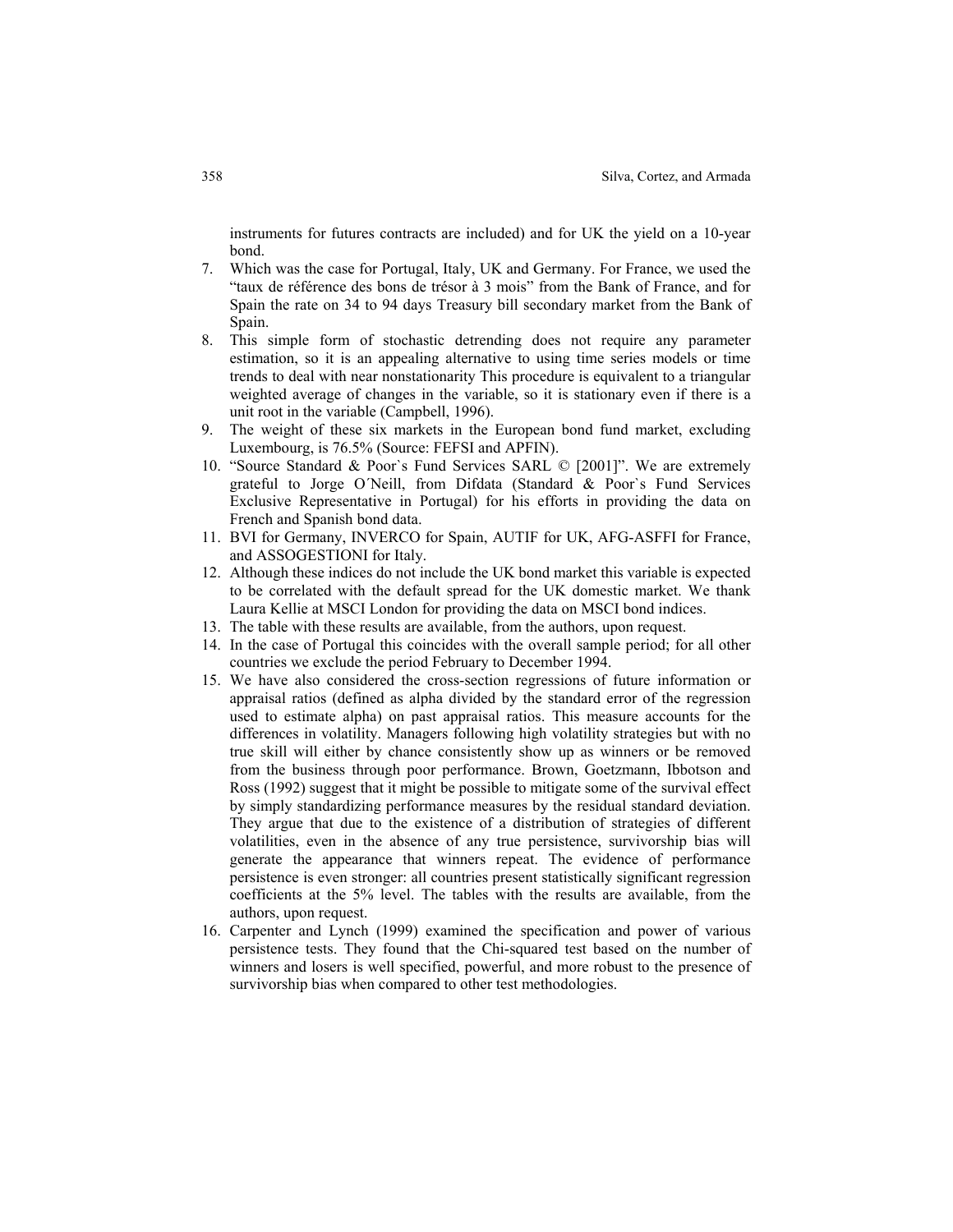instruments for futures contracts are included) and for UK the yield on a 10-year bond.

7. Which was the case for Portugal, Italy, UK and Germany. For France, we used the "taux de référence des bons de trésor à 3 mois" from the Bank of France, and for Spain the rate on 34 to 94 days Treasury bill secondary market from the Bank of Spain.
8. This simple form of stochastic detrending does not require any parameter estimation, so it is an appealing alternative to using time series models or time trends to deal with near nonstationarity This procedure is equivalent to a triangular weighted average of changes in the variable, so it is stationary even if there is a unit root in the variable (Campbell, 1996).
9. The weight of these six markets in the European bond fund market, excluding Luxembourg, is 76.5% (Source: FEFSI and APFIN).
10. "Source Standard & Poor`s Fund Services SARL © [2001]". We are extremely grateful to Jorge O´Neill, from Difdata (Standard & Poor`s Fund Services Exclusive Representative in Portugal) for his efforts in providing the data on French and Spanish bond data.
11. BVI for Germany, INVERCO for Spain, AUTIF for UK, AFG-ASFFI for France, and ASSOGESTIONI for Italy.
12. Although these indices do not include the UK bond market this variable is expected to be correlated with the default spread for the UK domestic market. We thank Laura Kellie at MSCI London for providing the data on MSCI bond indices.
13. The table with these results are available, from the authors, upon request.
14. In the case of Portugal this coincides with the overall sample period; for all other countries we exclude the period February to December 1994.
15. We have also considered the cross-section regressions of future information or appraisal ratios (defined as alpha divided by the standard error of the regression used to estimate alpha) on past appraisal ratios. This measure accounts for the differences in volatility. Managers following high volatility strategies but with no true skill will either by chance consistently show up as winners or be removed from the business through poor performance. Brown, Goetzmann, Ibbotson and Ross (1992) suggest that it might be possible to mitigate some of the survival effect by simply standardizing performance measures by the residual standard deviation. They argue that due to the existence of a distribution of strategies of different volatilities, even in the absence of any true persistence, survivorship bias will generate the appearance that winners repeat. The evidence of performance persistence is even stronger: all countries present statistically significant regression coefficients at the 5% level. The tables with the results are available, from the authors, upon request.
16. Carpenter and Lynch (1999) examined the specification and power of various persistence tests. They found that the Chi-squared test based on the number of winners and losers is well specified, powerful, and more robust to the presence of survivorship bias when compared to other test methodologies.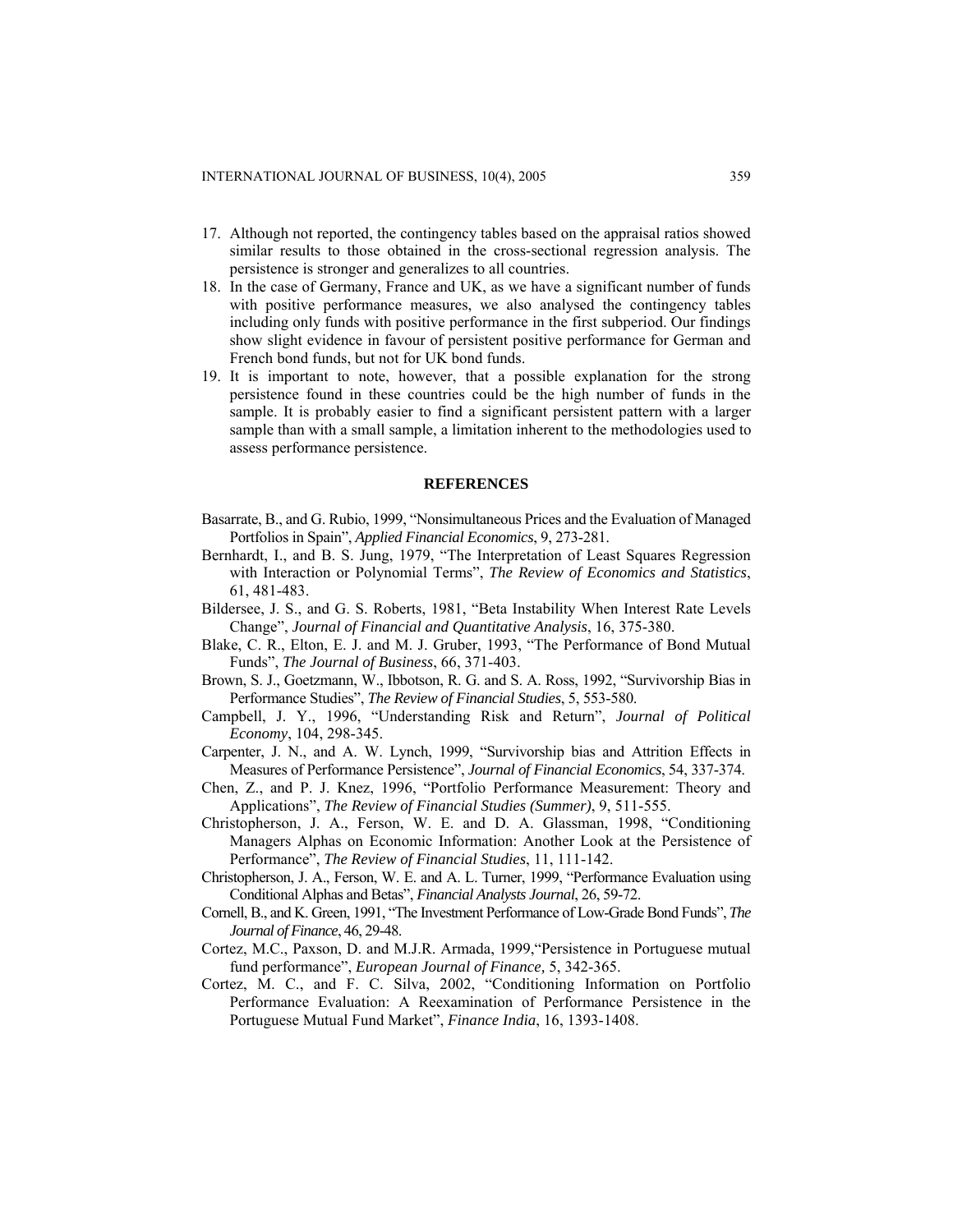17. Although not reported, the contingency tables based on the appraisal ratios showed similar results to those obtained in the cross-sectional regression analysis. The persistence is stronger and generalizes to all countries.
18. In the case of Germany, France and UK, as we have a significant number of funds with positive performance measures, we also analysed the contingency tables including only funds with positive performance in the first subperiod. Our findings show slight evidence in favour of persistent positive performance for German and French bond funds, but not for UK bond funds.
19. It is important to note, however, that a possible explanation for the strong persistence found in these countries could be the high number of funds in the sample. It is probably easier to find a significant persistent pattern with a larger sample than with a small sample, a limitation inherent to the methodologies used to assess performance persistence.

## REFERENCES

Basarrate, B., and G. Rubio, 1999, "Nonsimultaneous Prices and the Evaluation of Managed Portfolios in Spain", *Applied Financial Economics*, 9, 273-281.

Bernhardt, I., and B. S. Jung, 1979, "The Interpretation of Least Squares Regression with Interaction or Polynomial Terms", *The Review of Economics and Statistics*, 61, 481-483.

Bildersee, J. S., and G. S. Roberts, 1981, "Beta Instability When Interest Rate Levels Change", *Journal of Financial and Quantitative Analysis*, 16, 375-380.

Blake, C. R., Elton, E. J. and M. J. Gruber, 1993, "The Performance of Bond Mutual Funds", *The Journal of Business*, 66, 371-403.

Brown, S. J., Goetzmann, W., Ibbotson, R. G. and S. A. Ross, 1992, "Survivorship Bias in Performance Studies", *The Review of Financial Studies*, 5, 553-580.

Campbell, J. Y., 1996, "Understanding Risk and Return", *Journal of Political Economy*, 104, 298-345.

Carpenter, J. N., and A. W. Lynch, 1999, "Survivorship bias and Attrition Effects in Measures of Performance Persistence", *Journal of Financial Economics*, 54, 337-374.

Chen, Z., and P. J. Knez, 1996, "Portfolio Performance Measurement: Theory and Applications", *The Review of Financial Studies (Summer)*, 9, 511-555.

Christopherson, J. A., Ferson, W. E. and D. A. Glassman, 1998, "Conditioning Managers Alphas on Economic Information: Another Look at the Persistence of Performance", *The Review of Financial Studies*, 11, 111-142.

Christopherson, J. A., Ferson, W. E. and A. L. Turner, 1999, "Performance Evaluation using Conditional Alphas and Betas", *Financial Analysts Journal*, 26, 59-72.

Cornell, B., and K. Green, 1991, "The Investment Performance of Low-Grade Bond Funds", *The Journal of Finance*, 46, 29-48.

Cortez, M.C., Paxson, D. and M.J.R. Armada, 1999,"Persistence in Portuguese mutual fund performance", *European Journal of Finance,* 5, 342-365.

Cortez, M. C., and F. C. Silva, 2002, "Conditioning Information on Portfolio Performance Evaluation: A Reexamination of Performance Persistence in the Portuguese Mutual Fund Market", *Finance India*, 16, 1393-1408.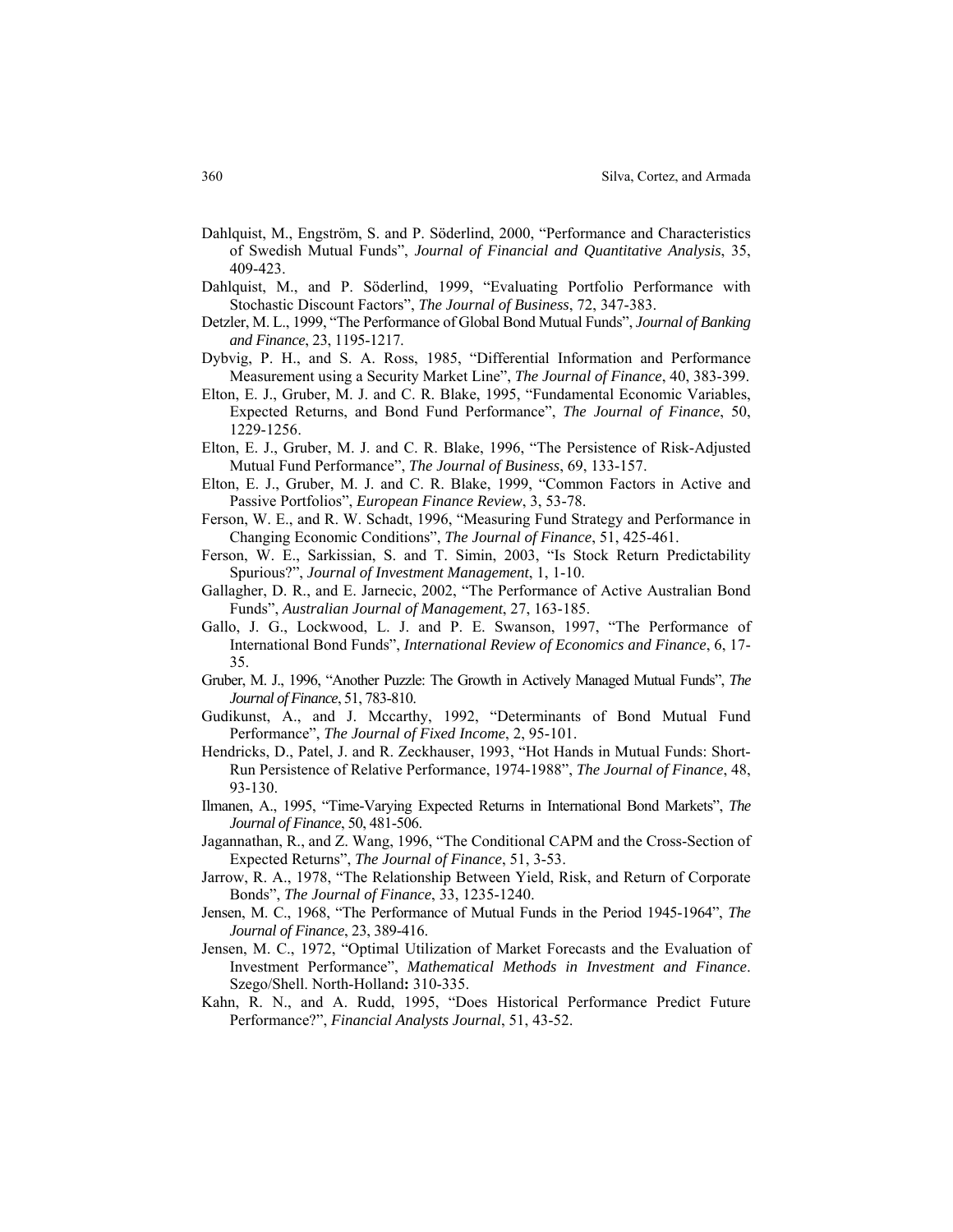Dahlquist, M., Engström, S. and P. Söderlind, 2000, "Performance and Characteristics of Swedish Mutual Funds", *Journal of Financial and Quantitative Analysis*, 35, 409-423.

Dahlquist, M., and P. Söderlind, 1999, "Evaluating Portfolio Performance with Stochastic Discount Factors", *The Journal of Business*, 72, 347-383.

Detzler, M. L., 1999, "The Performance of Global Bond Mutual Funds", *Journal of Banking and Finance*, 23, 1195-1217.

Dybvig, P. H., and S. A. Ross, 1985, "Differential Information and Performance Measurement using a Security Market Line", *The Journal of Finance*, 40, 383-399.

Elton, E. J., Gruber, M. J. and C. R. Blake, 1995, "Fundamental Economic Variables, Expected Returns, and Bond Fund Performance", *The Journal of Finance*, 50, 1229-1256.

Elton, E. J., Gruber, M. J. and C. R. Blake, 1996, "The Persistence of Risk-Adjusted Mutual Fund Performance", *The Journal of Business*, 69, 133-157.

Elton, E. J., Gruber, M. J. and C. R. Blake, 1999, "Common Factors in Active and Passive Portfolios", *European Finance Review*, 3, 53-78.

Ferson, W. E., and R. W. Schadt, 1996, "Measuring Fund Strategy and Performance in Changing Economic Conditions", *The Journal of Finance*, 51, 425-461.

Ferson, W. E., Sarkissian, S. and T. Simin, 2003, "Is Stock Return Predictability Spurious?", *Journal of Investment Management*, 1, 1-10.

Gallagher, D. R., and E. Jarnecic, 2002, "The Performance of Active Australian Bond Funds", *Australian Journal of Management*, 27, 163-185.

Gallo, J. G., Lockwood, L. J. and P. E. Swanson, 1997, "The Performance of International Bond Funds", *International Review of Economics and Finance*, 6, 17-35.

Gruber, M. J., 1996, "Another Puzzle: The Growth in Actively Managed Mutual Funds", *The Journal of Finance*, 51, 783-810.

Gudikunst, A., and J. Mccarthy, 1992, "Determinants of Bond Mutual Fund Performance", *The Journal of Fixed Income*, 2, 95-101.

Hendricks, D., Patel, J. and R. Zeckhauser, 1993, "Hot Hands in Mutual Funds: Short-Run Persistence of Relative Performance, 1974-1988", *The Journal of Finance*, 48, 93-130.

Ilmanen, A., 1995, "Time-Varying Expected Returns in International Bond Markets", *The Journal of Finance*, 50, 481-506.

Jagannathan, R., and Z. Wang, 1996, "The Conditional CAPM and the Cross-Section of Expected Returns", *The Journal of Finance*, 51, 3-53.

Jarrow, R. A., 1978, "The Relationship Between Yield, Risk, and Return of Corporate Bonds", *The Journal of Finance*, 33, 1235-1240.

Jensen, M. C., 1968, "The Performance of Mutual Funds in the Period 1945-1964", *The Journal of Finance*, 23, 389-416.

Jensen, M. C., 1972, "Optimal Utilization of Market Forecasts and the Evaluation of Investment Performance", *Mathematical Methods in Investment and Finance*. Szego/Shell. North-Holland**:** 310-335.

Kahn, R. N., and A. Rudd, 1995, "Does Historical Performance Predict Future Performance?", *Financial Analysts Journal*, 51, 43-52.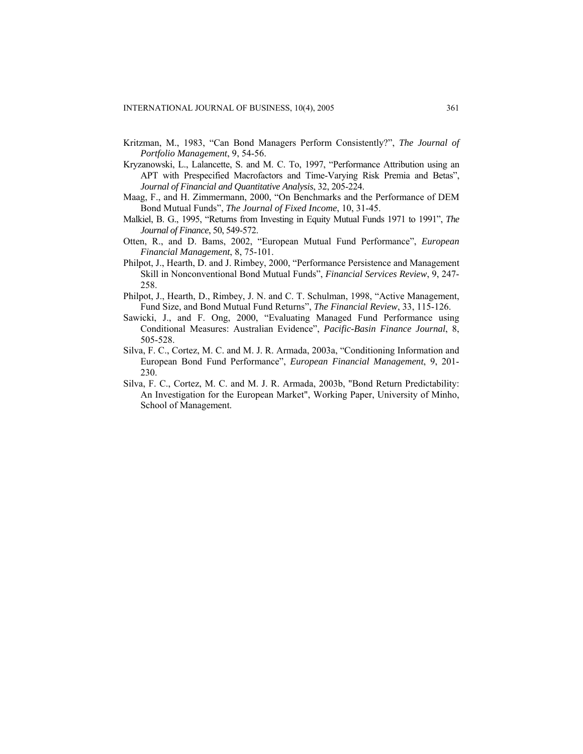Kritzman, M., 1983, "Can Bond Managers Perform Consistently?", *The Journal of Portfolio Management*, 9, 54-56.

Kryzanowski, L., Lalancette, S. and M. C. To, 1997, "Performance Attribution using an APT with Prespecified Macrofactors and Time-Varying Risk Premia and Betas", *Journal of Financial and Quantitative Analysis*, 32, 205-224.

Maag, F., and H. Zimmermann, 2000, "On Benchmarks and the Performance of DEM Bond Mutual Funds", *The Journal of Fixed Income*, 10, 31-45.

Malkiel, B. G., 1995, "Returns from Investing in Equity Mutual Funds 1971 to 1991", *The Journal of Finance*, 50, 549-572.

Otten, R., and D. Bams, 2002, "European Mutual Fund Performance", *European Financial Management*, 8, 75-101.

Philpot, J., Hearth, D. and J. Rimbey, 2000, "Performance Persistence and Management Skill in Nonconventional Bond Mutual Funds", *Financial Services Review*, 9, 247-258.

Philpot, J., Hearth, D., Rimbey, J. N. and C. T. Schulman, 1998, "Active Management, Fund Size, and Bond Mutual Fund Returns", *The Financial Review*, 33, 115-126.

Sawicki, J., and F. Ong, 2000, "Evaluating Managed Fund Performance using Conditional Measures: Australian Evidence", *Pacific-Basin Finance Journal*, 8, 505-528.

Silva, F. C., Cortez, M. C. and M. J. R. Armada, 2003a, "Conditioning Information and European Bond Fund Performance", *European Financial Management*, 9, 201-230.

Silva, F. C., Cortez, M. C. and M. J. R. Armada, 2003b, "Bond Return Predictability: An Investigation for the European Market", Working Paper, University of Minho, School of Management.